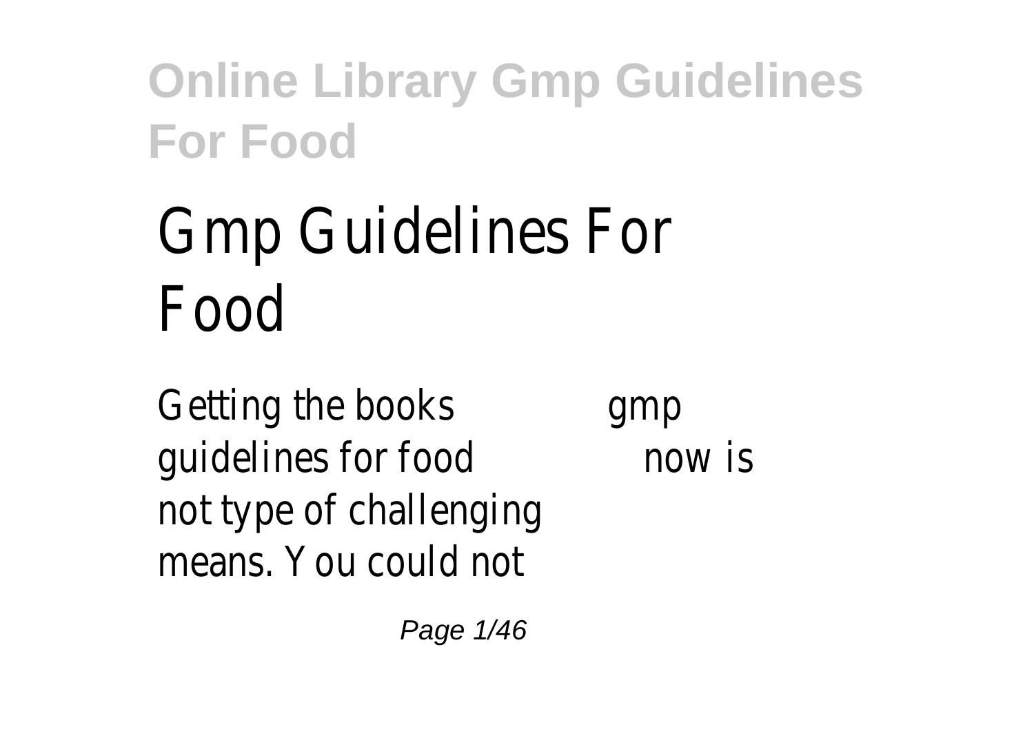# Gmp Guidelines For Food

Getting the books **gmp guidelines for food** now is not type of challenging means. You could not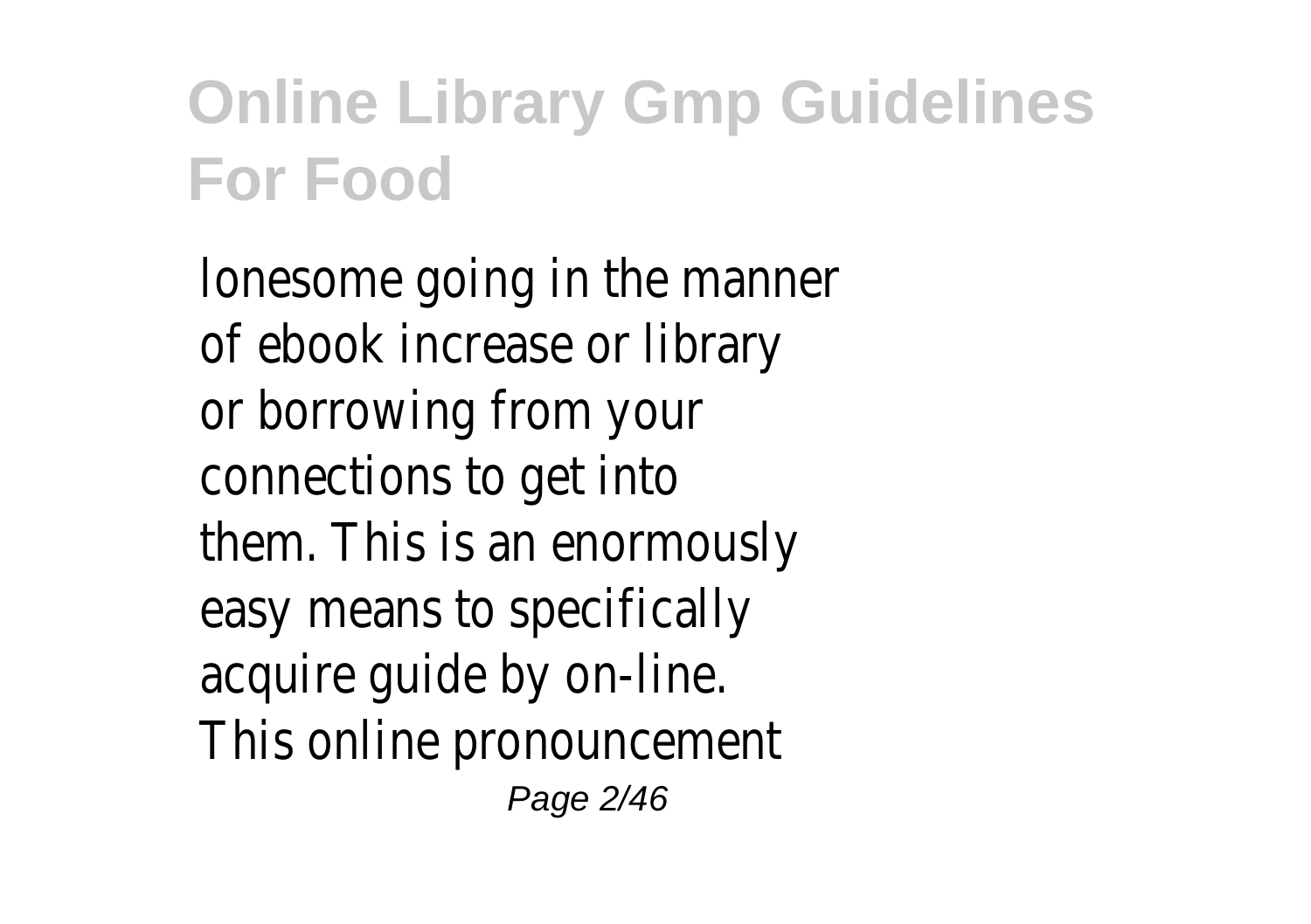lonesome going in the manner of ebook increase or library or borrowing from your connections to get into them. This is an enormously easy means to specifically acquire guide by on-line. This online pronouncement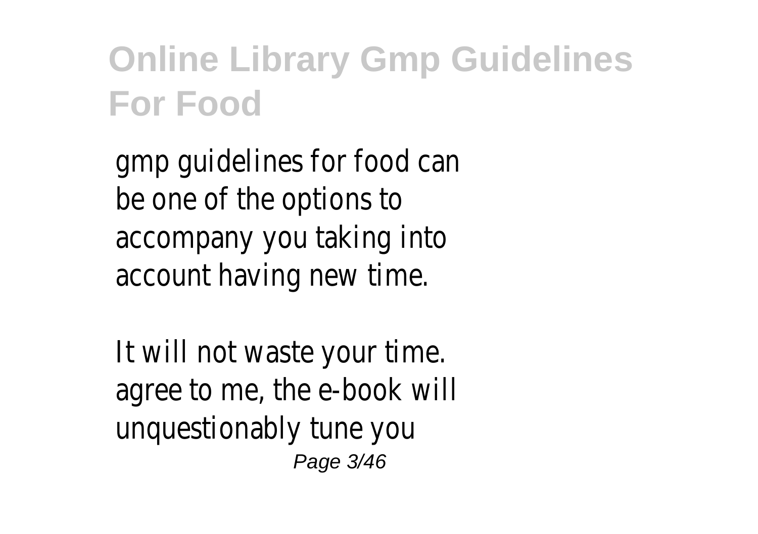gmp guidelines for food can be one of the options to accompany you taking into account having new time.

It will not waste your time. agree to me, the e-book will unquestionably tune you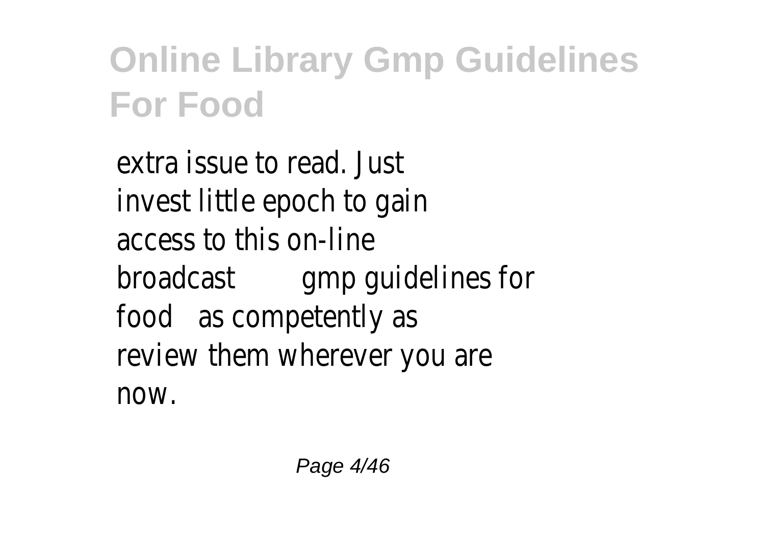extra issue to read. Just invest little epoch to gain access to this on-line broadcast **gmp guidelines for food** as competently as review them wherever you are now.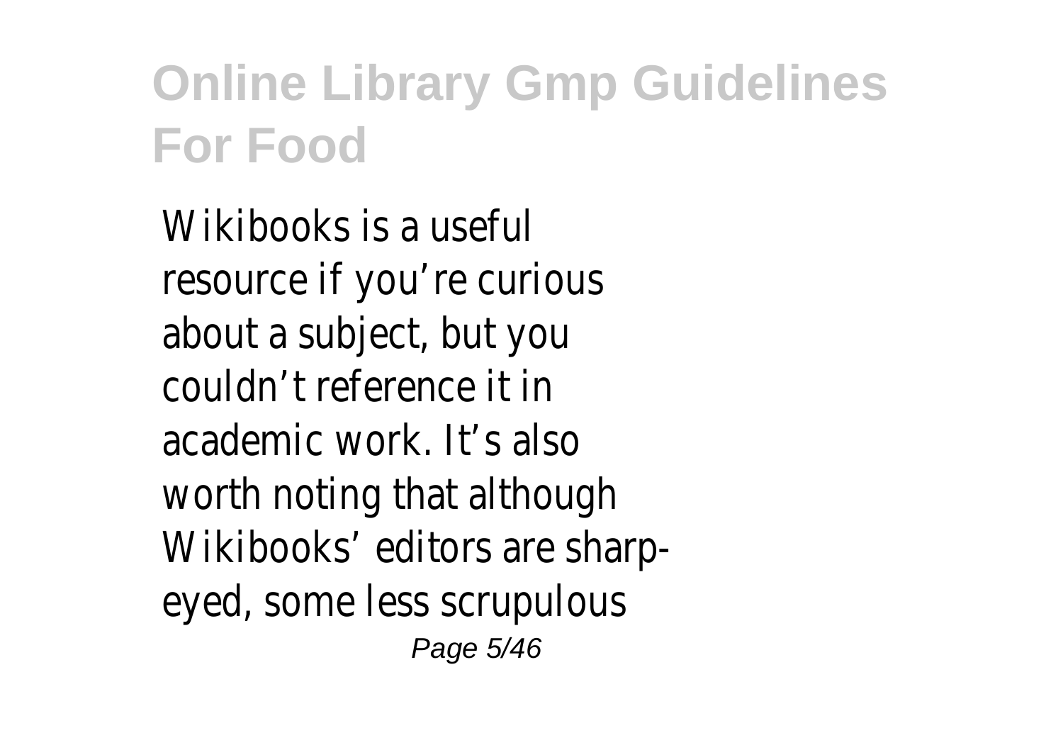Wikibooks is a useful resource if you're curious about a subject, but you couldn't reference it in academic work. It's also worth noting that although Wikibooks' editors are sharp-eyed, some less scrupulous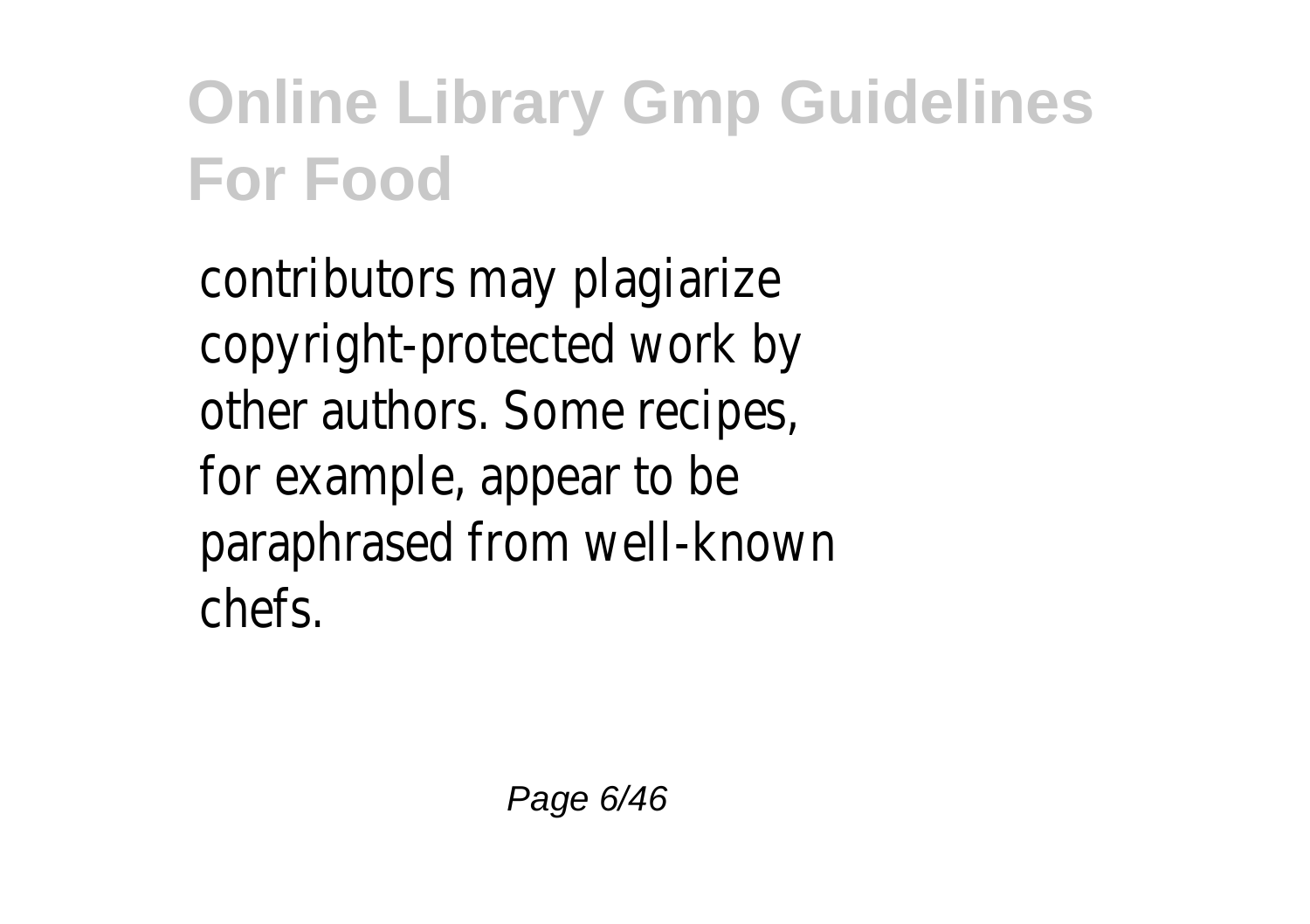contributors may plagiarize copyright-protected work by other authors. Some recipes, for example, appear to be paraphrased from well-known chefs.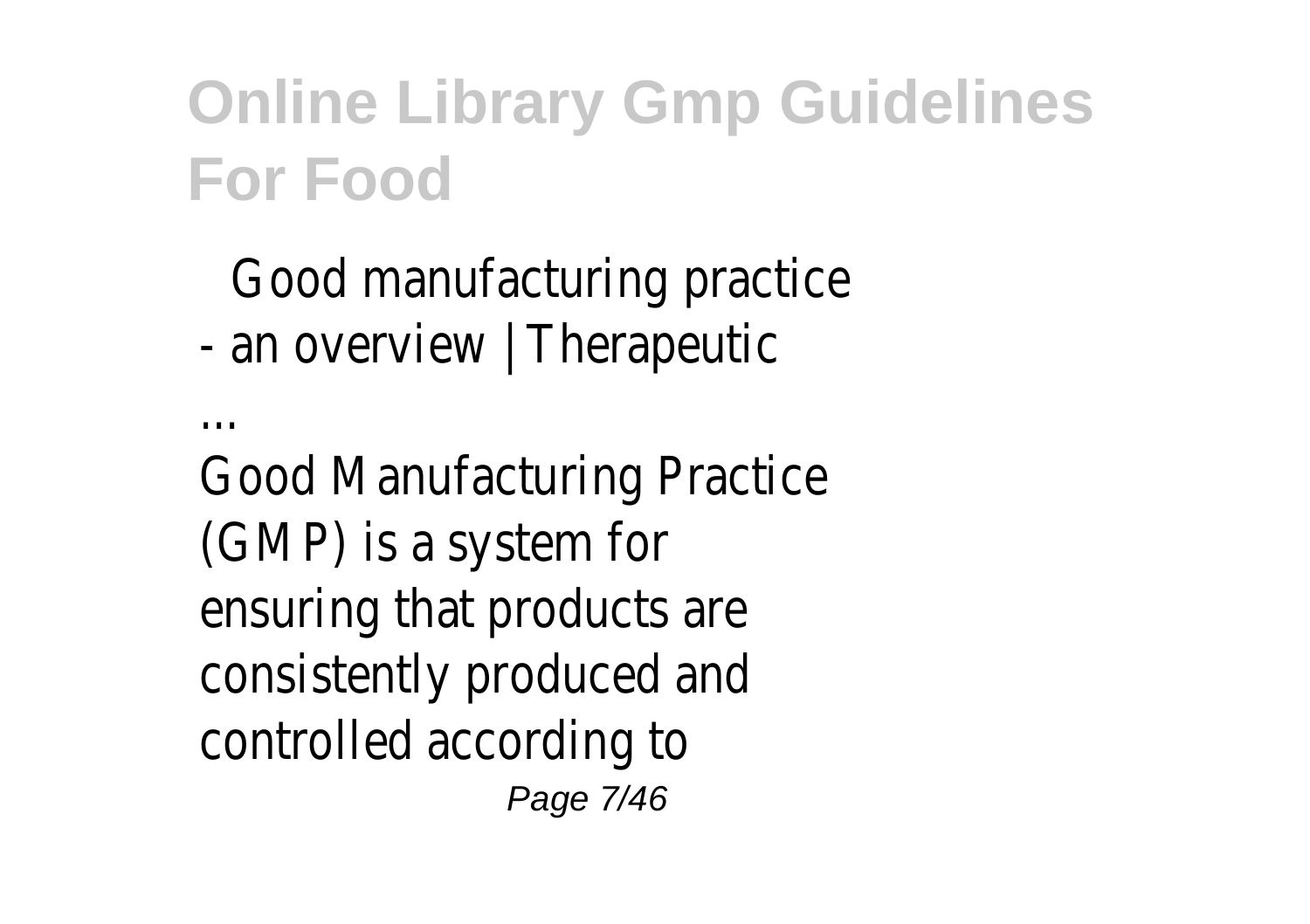Good manufacturing practice - an overview | Therapeutic ...

Good Manufacturing Practice (GMP) is a system for ensuring that products are consistently produced and controlled according to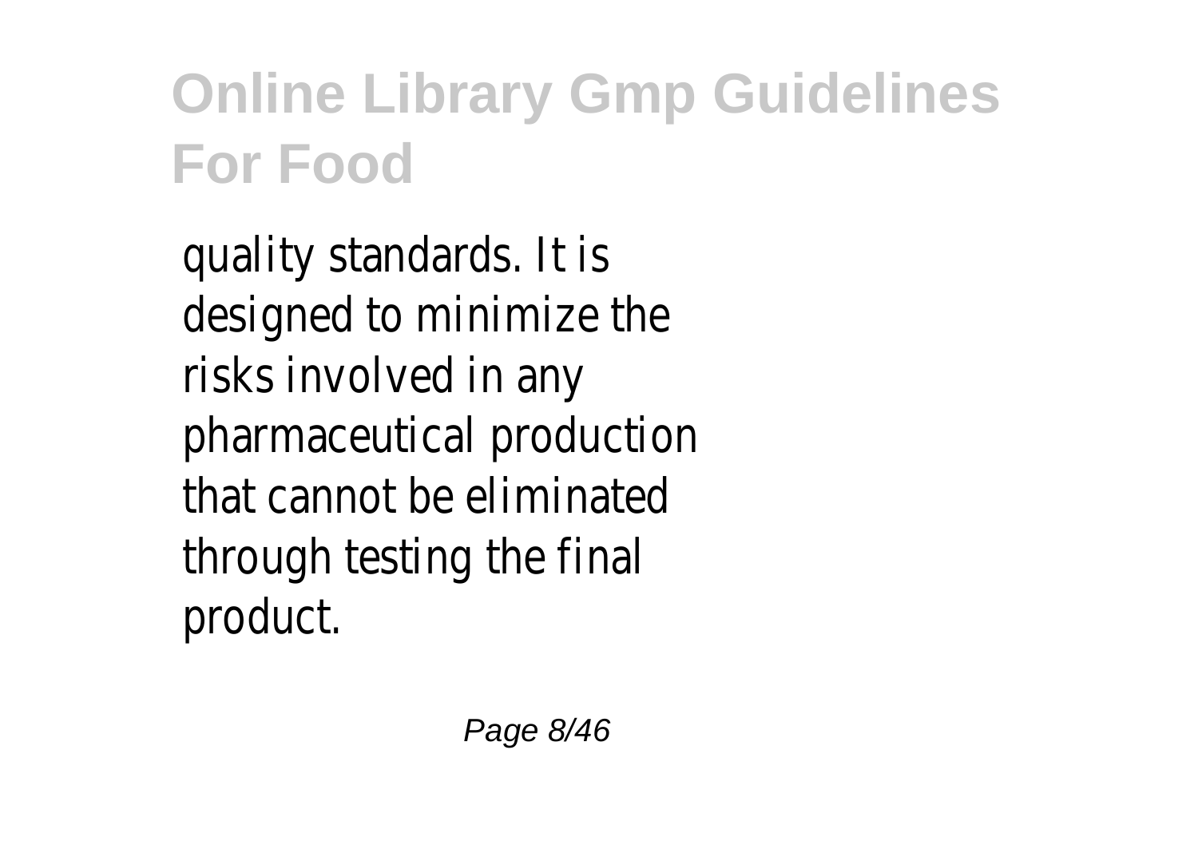quality standards. It is designed to minimize the risks involved in any pharmaceutical production that cannot be eliminated through testing the final product.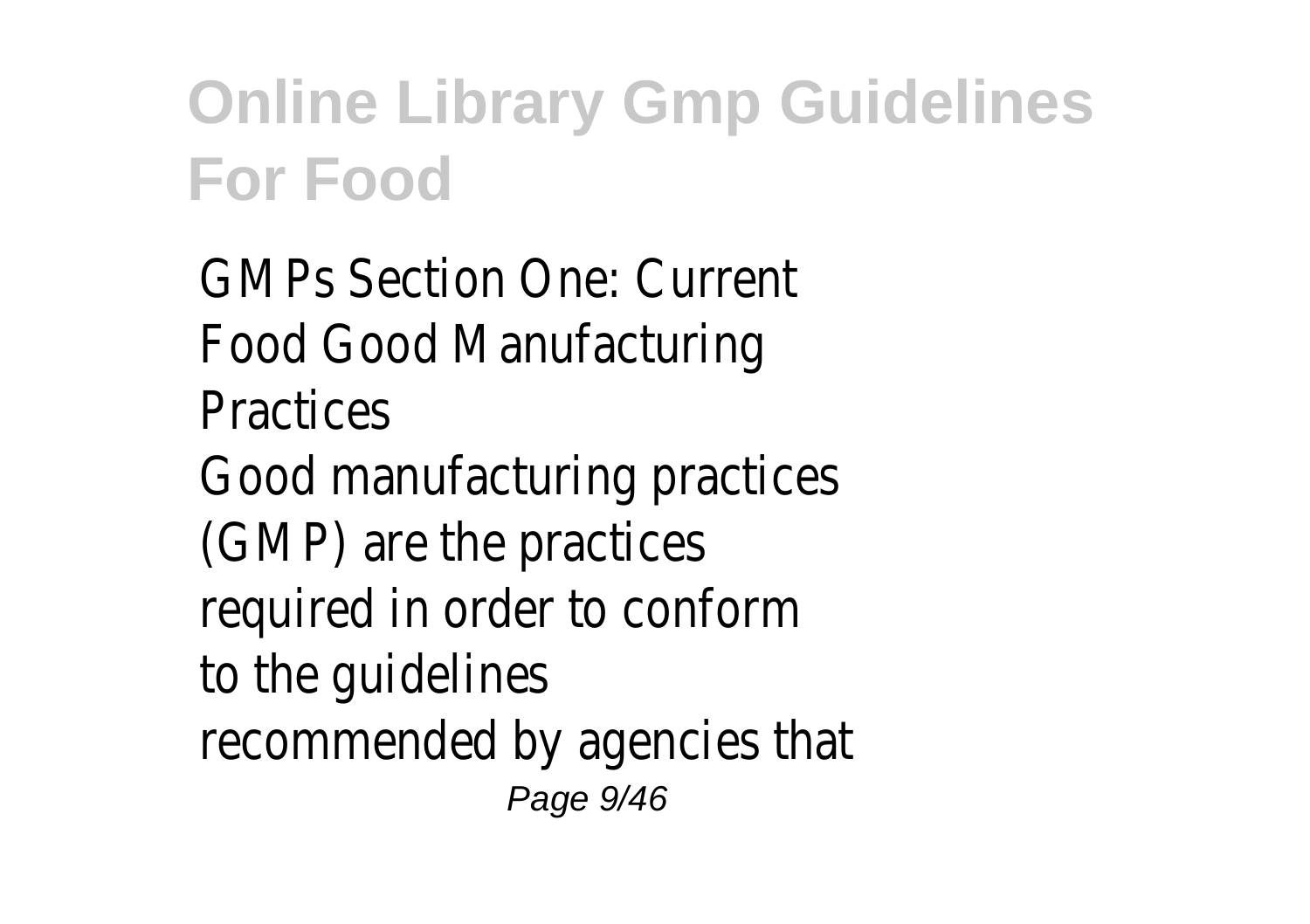GMPs Section One: Current Food Good Manufacturing Practices

Good manufacturing practices (GMP) are the practices required in order to conform to the guidelines recommended by agencies that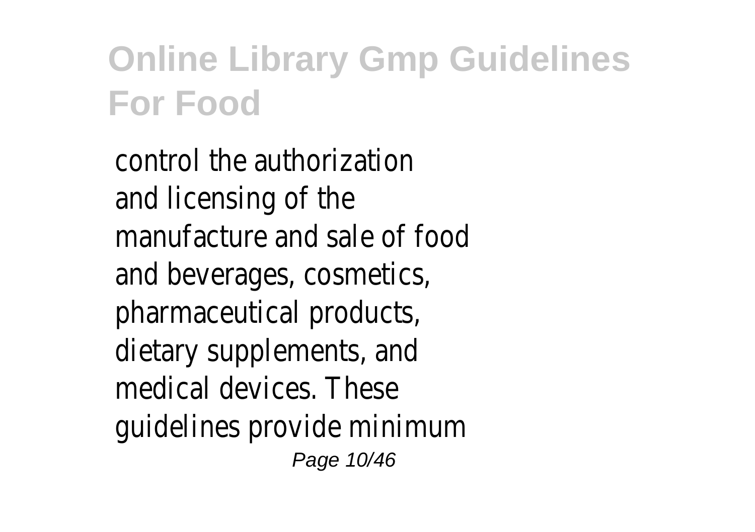control the authorization and licensing of the manufacture and sale of food and beverages, cosmetics, pharmaceutical products, dietary supplements, and medical devices. These guidelines provide minimum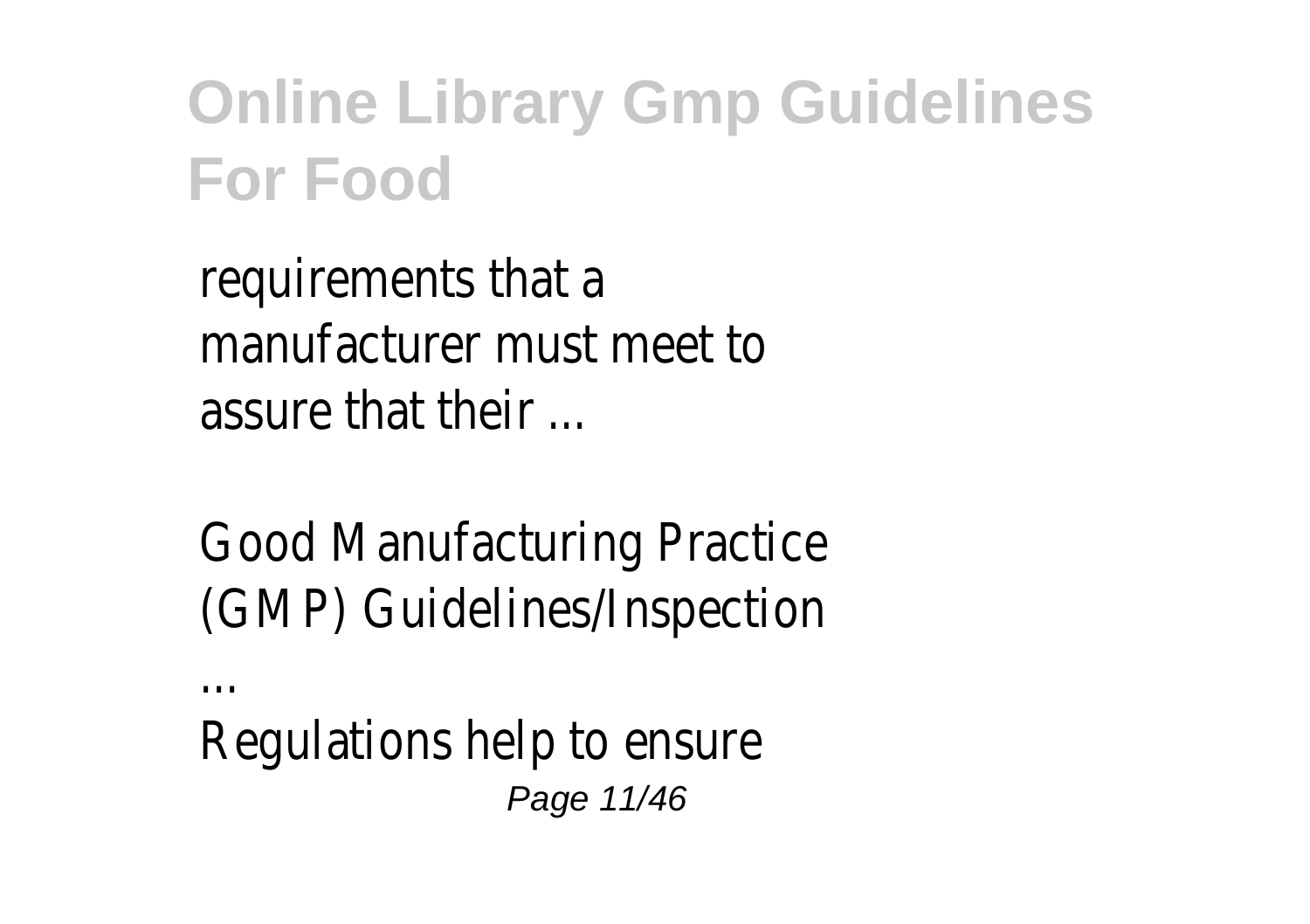requirements that a manufacturer must meet to assure that their ...

Good Manufacturing Practice (GMP) Guidelines/Inspection ...

Regulations help to ensure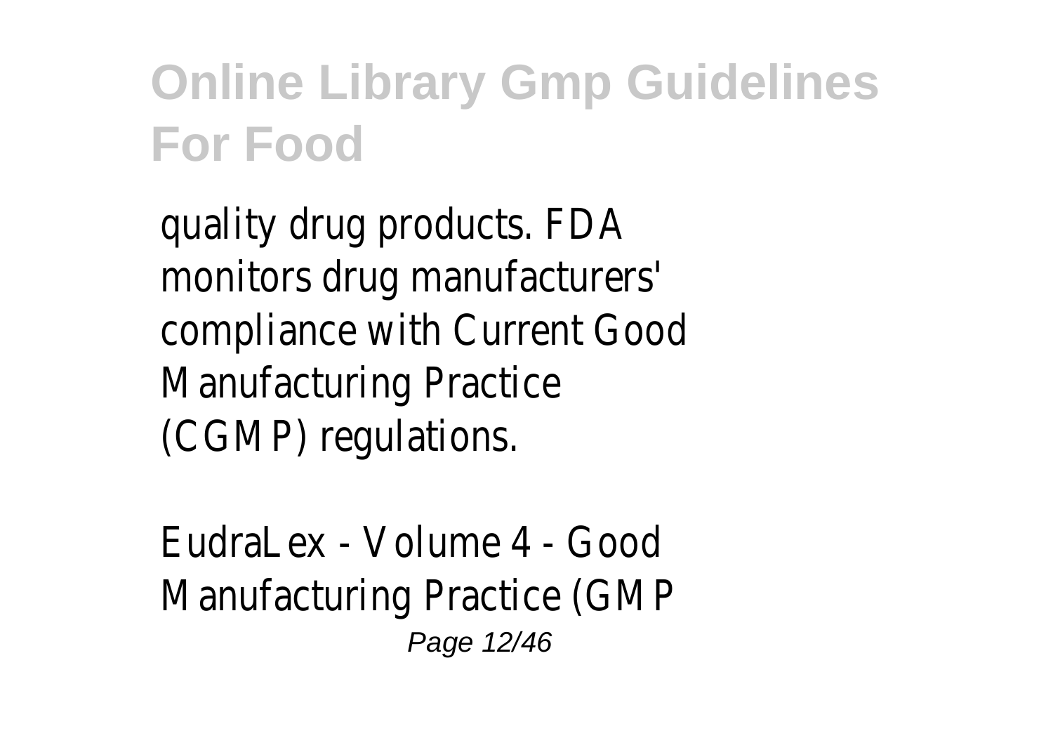quality drug products. FDA monitors drug manufacturers' compliance with Current Good Manufacturing Practice (CGMP) regulations.

EudraLex - Volume 4 - Good Manufacturing Practice (GMP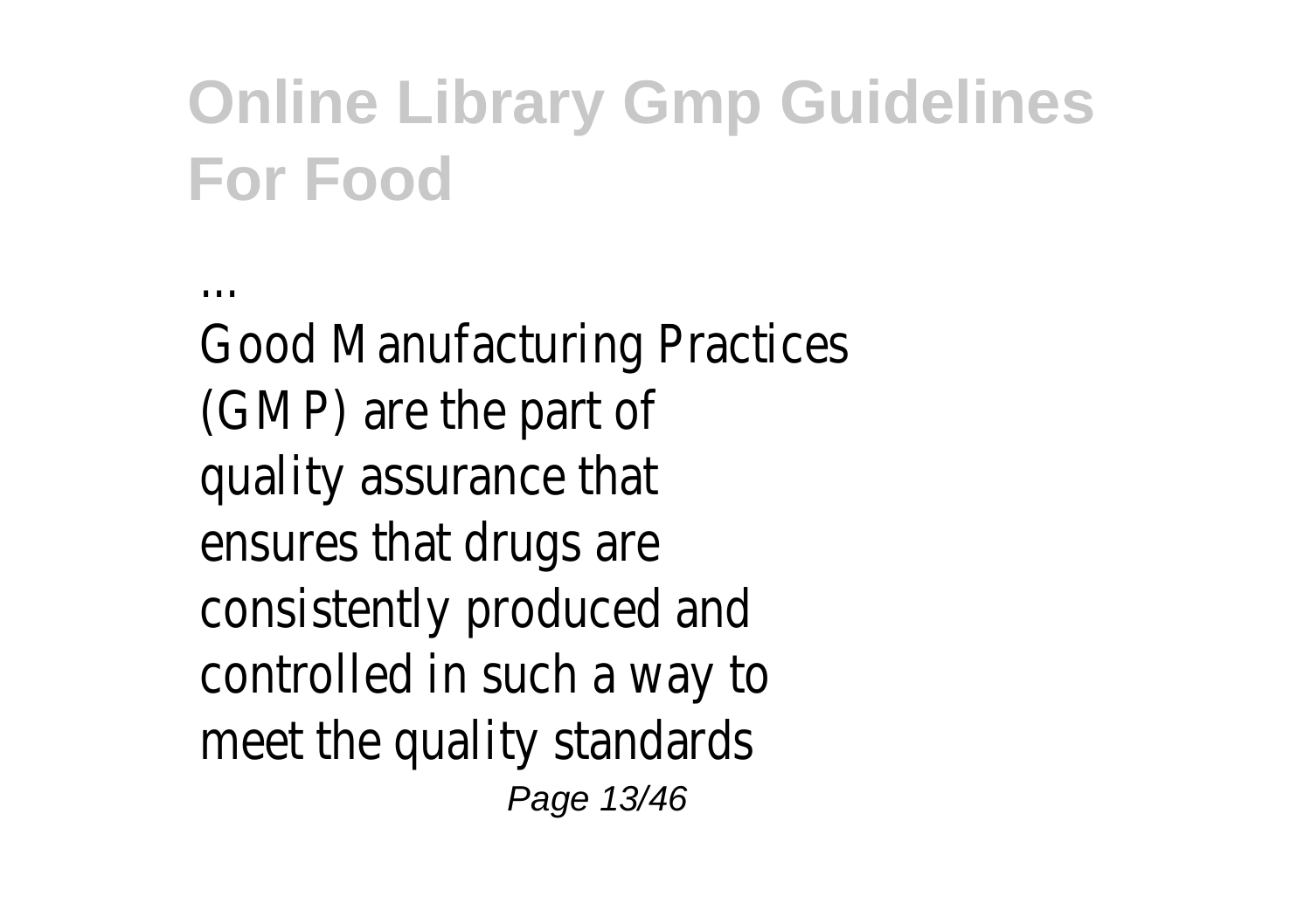...

Good Manufacturing Practices (GMP) are the part of quality assurance that ensures that drugs are consistently produced and controlled in such a way to meet the quality standards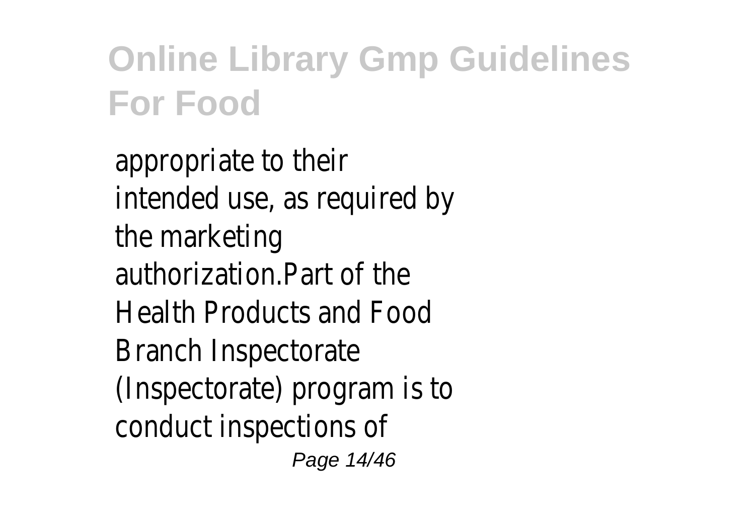appropriate to their intended use, as required by the marketing authorization.Part of the Health Products and Food Branch Inspectorate (Inspectorate) program is to conduct inspections of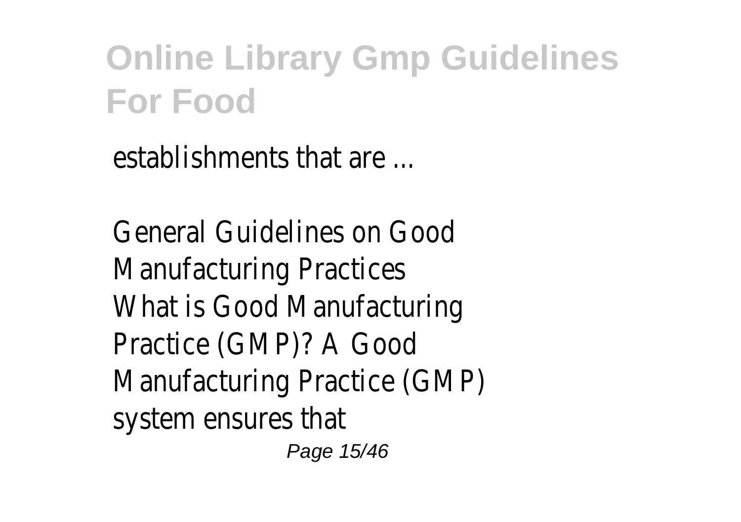establishments that are ...

General Guidelines on Good Manufacturing Practices
What is Good Manufacturing Practice (GMP)? A Good Manufacturing Practice (GMP) system ensures that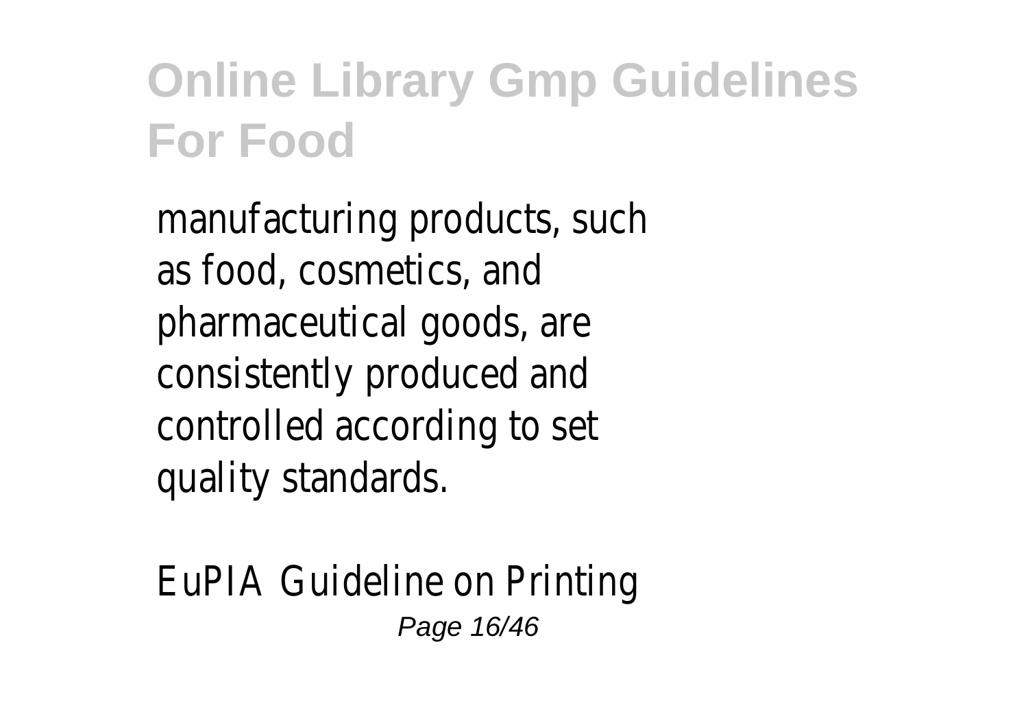manufacturing products, such as food, cosmetics, and pharmaceutical goods, are consistently produced and controlled according to set quality standards.

EuPIA Guideline on Printing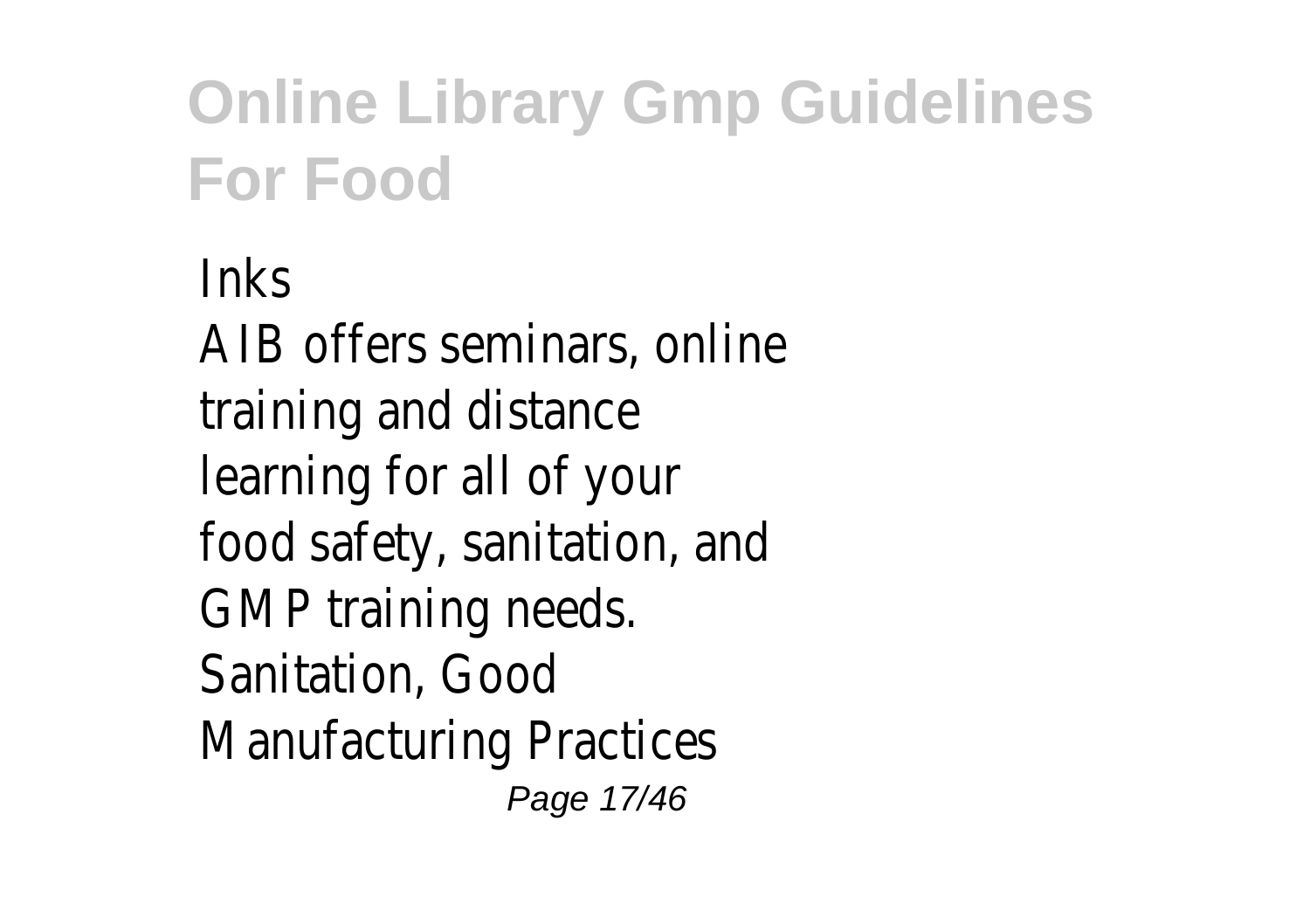Inks
AIB offers seminars, online training and distance learning for all of your food safety, sanitation, and GMP training needs.
Sanitation, Good Manufacturing Practices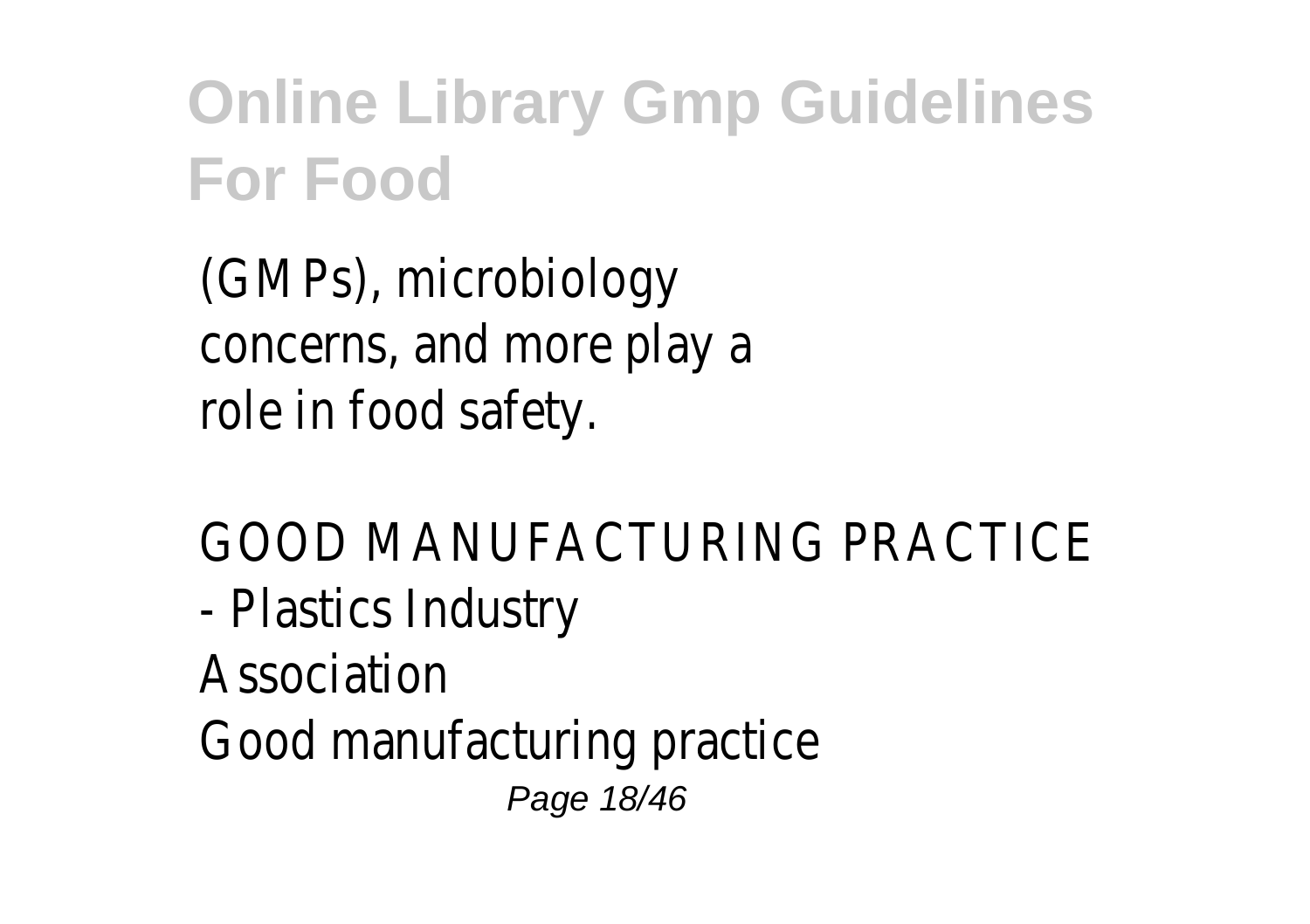(GMPs), microbiology concerns, and more play a role in food safety.

GOOD MANUFACTURING PRACTICE - Plastics Industry Association

Good manufacturing practice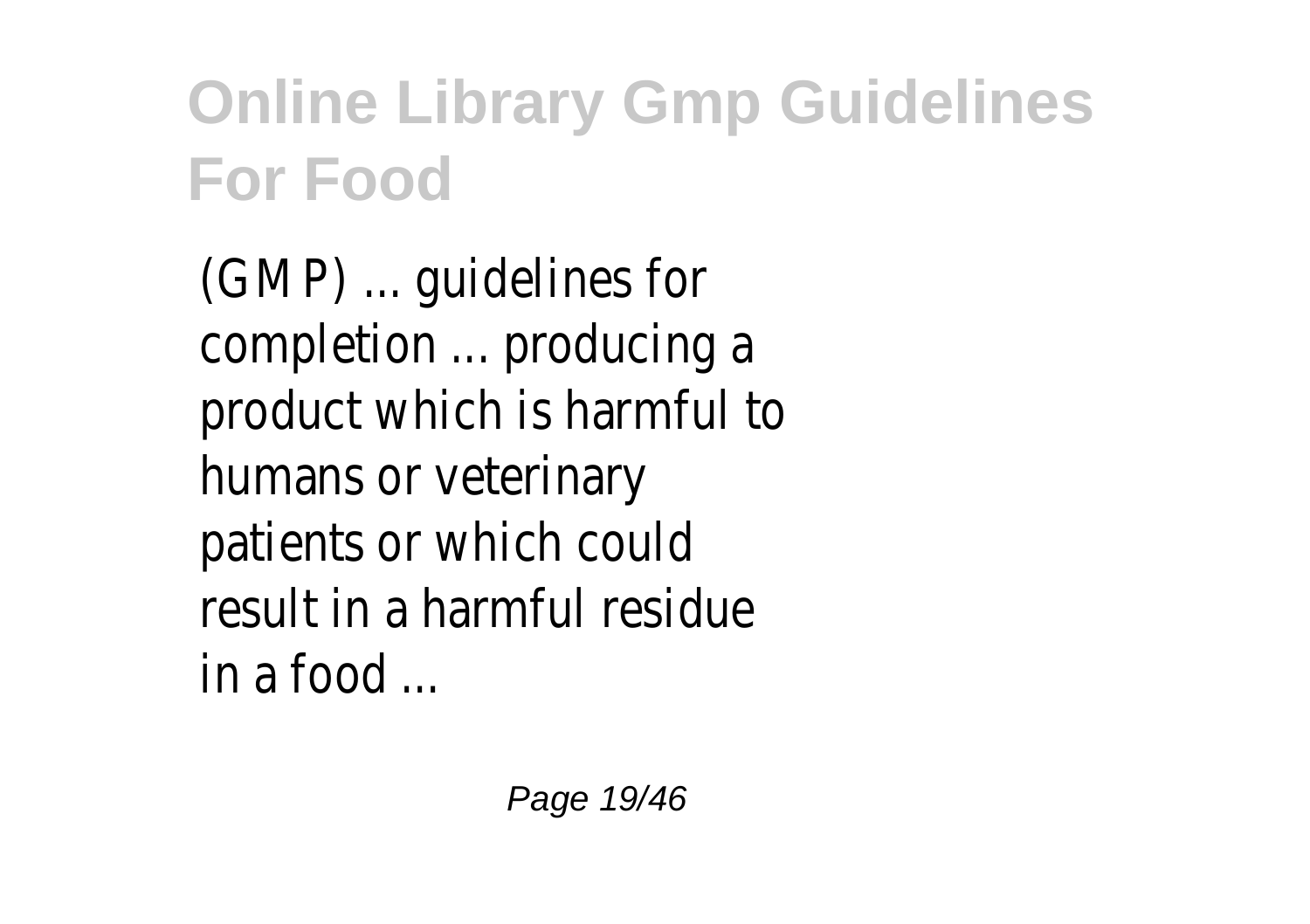# Online Library Gmp Guidelines For Food

(GMP) ... guidelines for completion ... producing a product which is harmful to humans or veterinary patients or which could result in a harmful residue in a food ...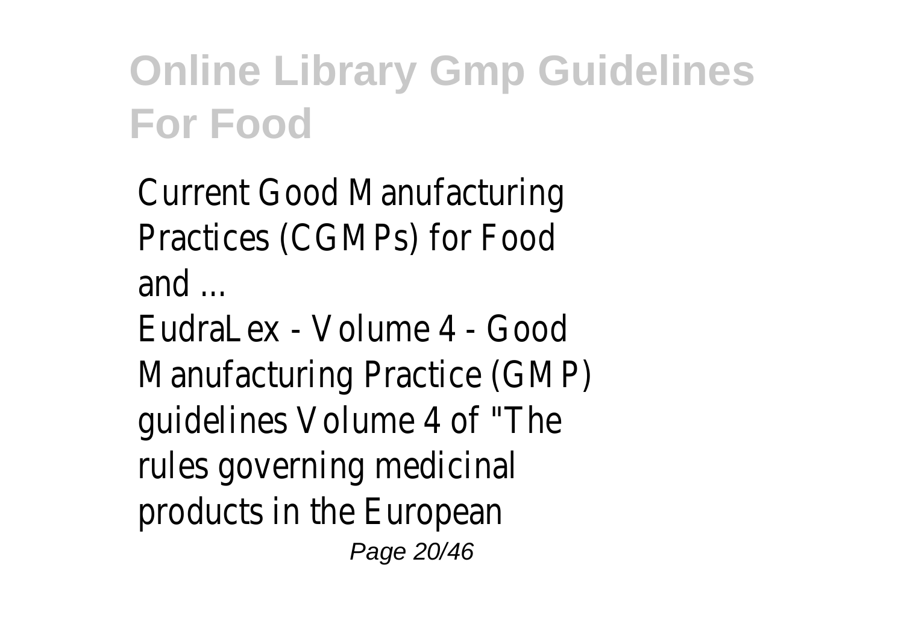Current Good Manufacturing Practices (CGMPs) for Food and ...

EudraLex - Volume 4 - Good Manufacturing Practice (GMP) guidelines Volume 4 of "The rules governing medicinal products in the European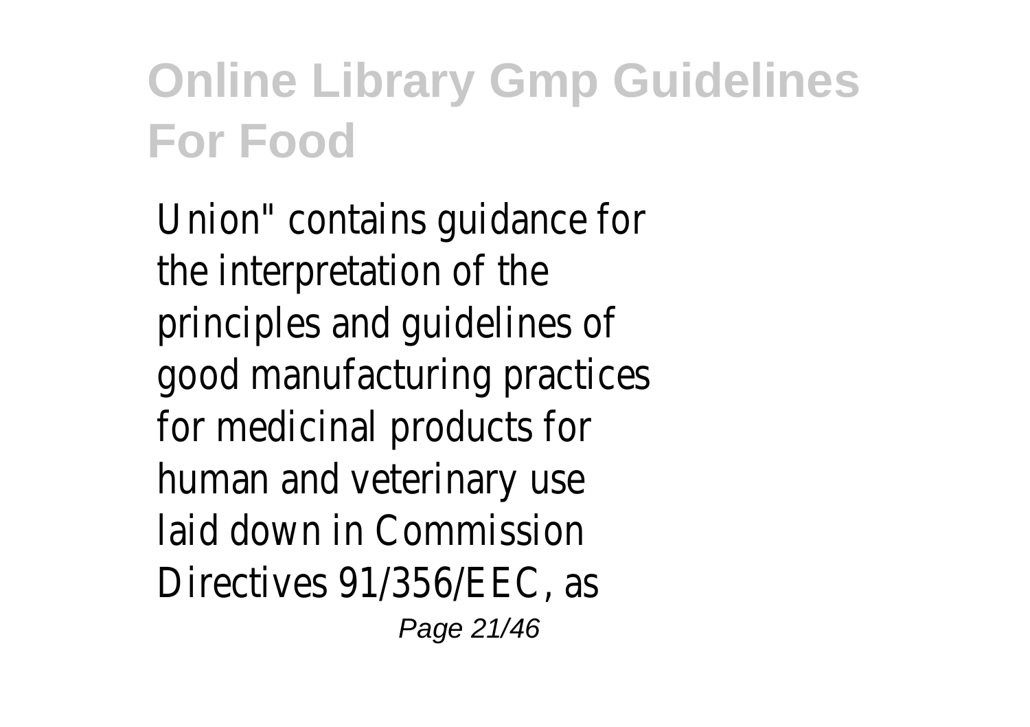Union" contains guidance for the interpretation of the principles and guidelines of good manufacturing practices for medicinal products for human and veterinary use laid down in Commission Directives 91/356/EEC, as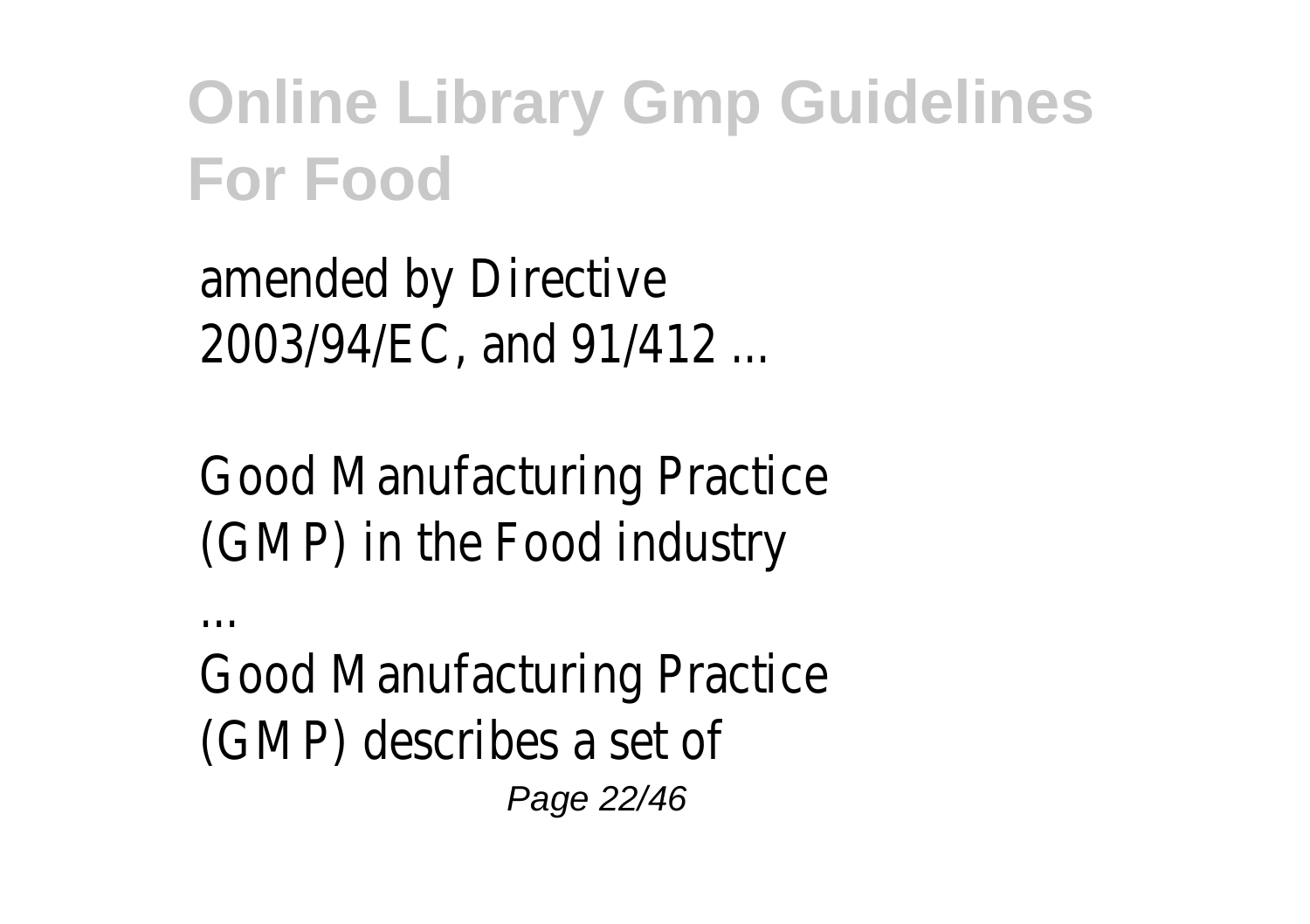amended by Directive 2003/94/EC, and 91/412 ...

Good Manufacturing Practice (GMP) in the Food industry ...

Good Manufacturing Practice (GMP) describes a set of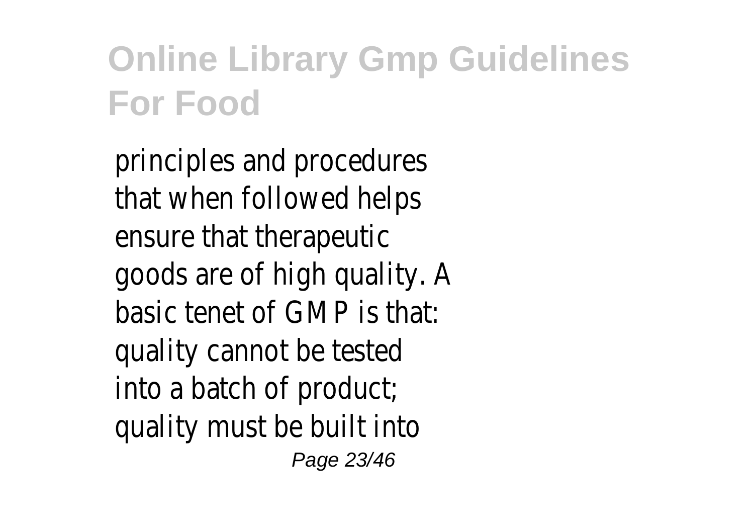principles and procedures that when followed helps ensure that therapeutic goods are of high quality. A basic tenet of GMP is that: quality cannot be tested into a batch of product; quality must be built into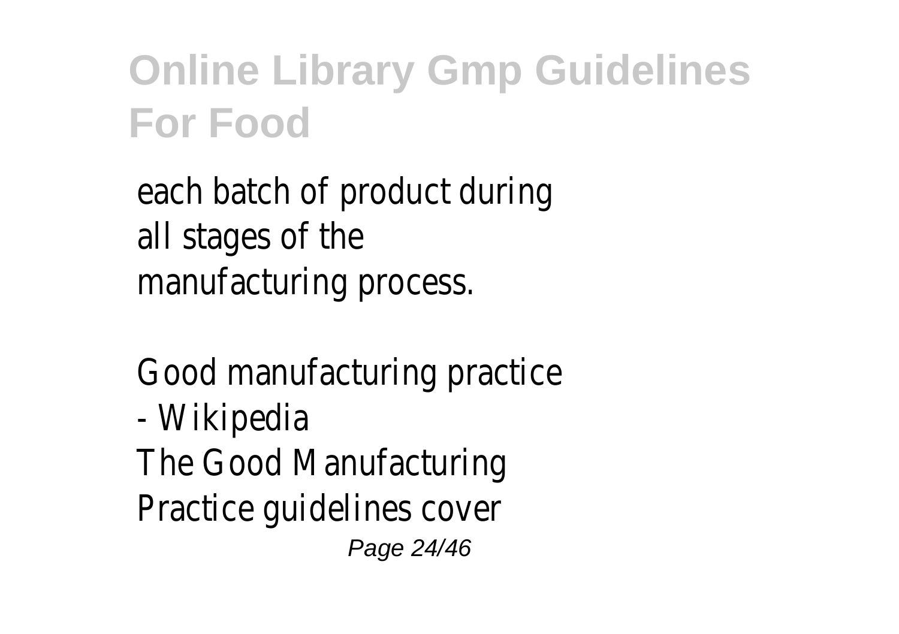each batch of product during all stages of the manufacturing process.

Good manufacturing practice - Wikipedia

The Good Manufacturing Practice guidelines cover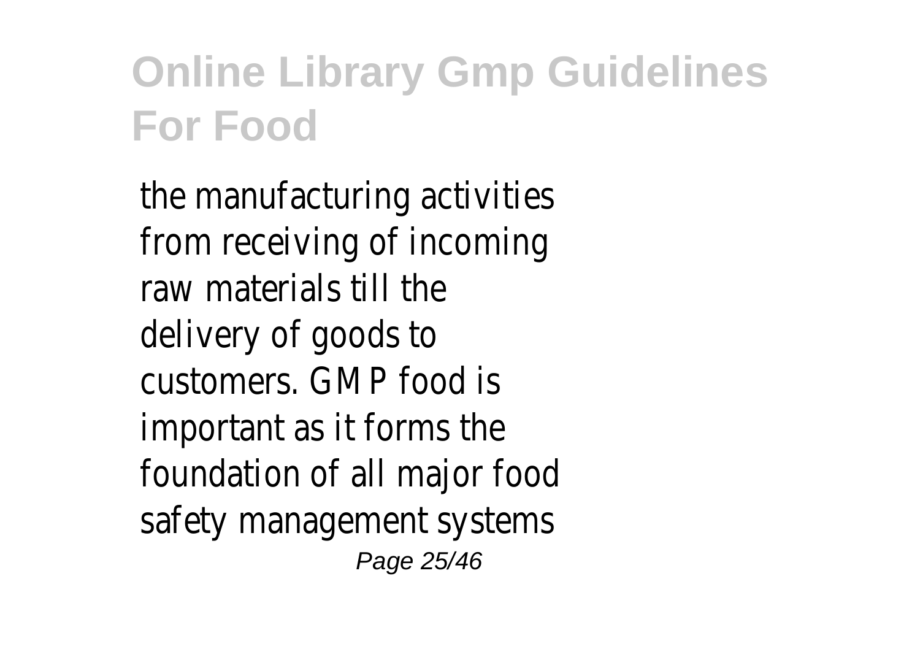the manufacturing activities from receiving of incoming raw materials till the delivery of goods to customers. GMP food is important as it forms the foundation of all major food safety management systems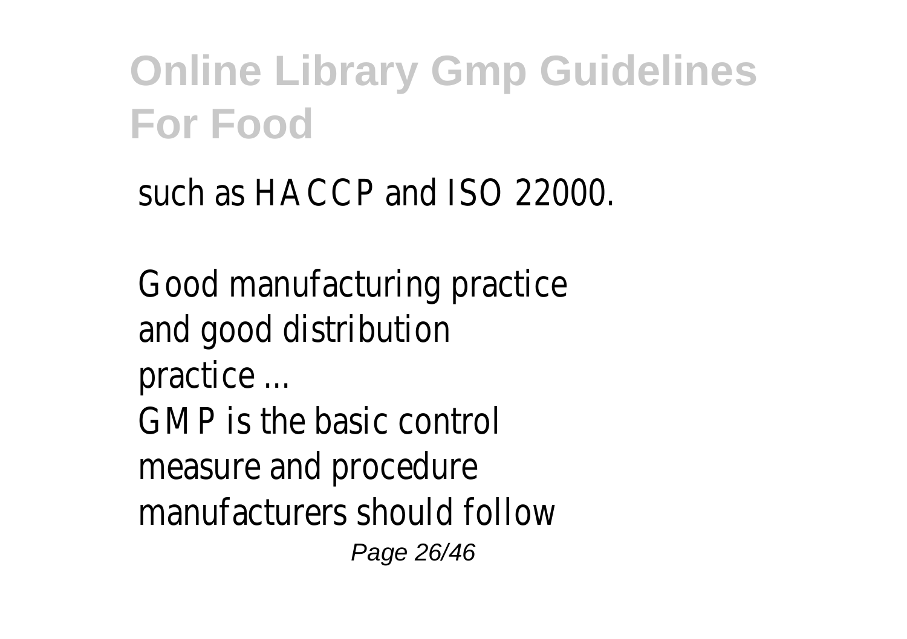such as HACCP and ISO 22000.

Good manufacturing practice and good distribution practice ...
GMP is the basic control measure and procedure manufacturers should follow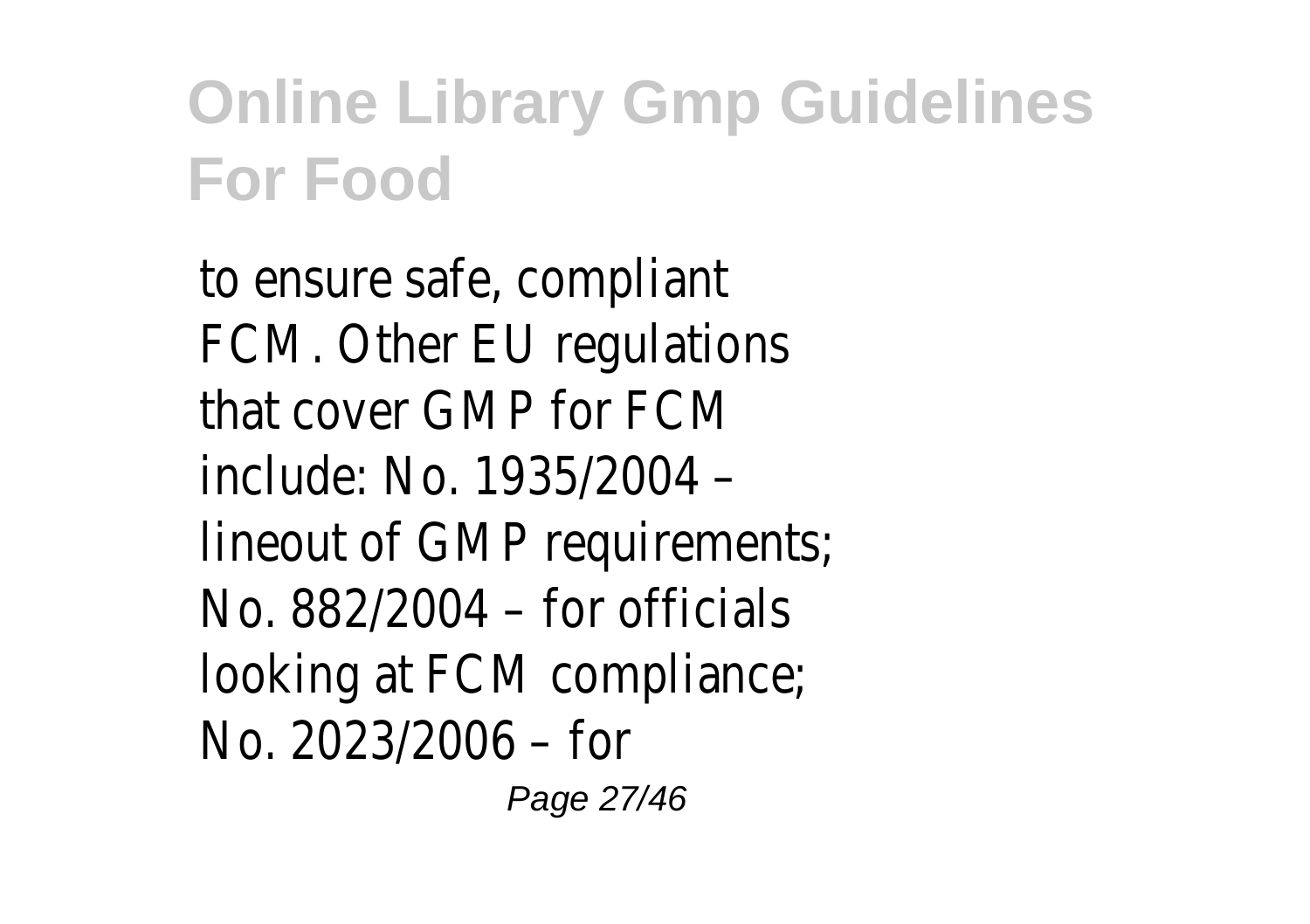to ensure safe, compliant FCM. Other EU regulations that cover GMP for FCM include: No. 1935/2004 – lineout of GMP requirements; No. 882/2004 – for officials looking at FCM compliance; No. 2023/2006 – for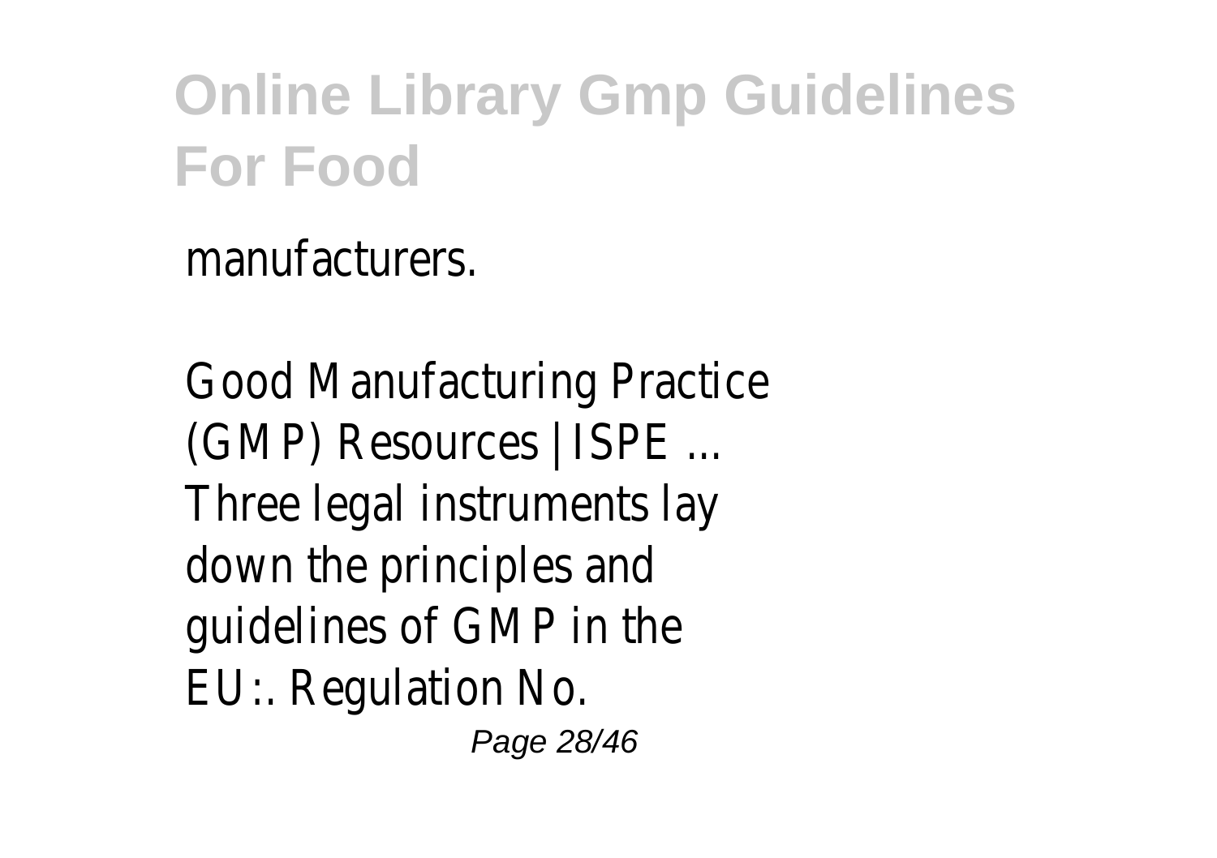manufacturers.

Good Manufacturing Practice (GMP) Resources | ISPE ... Three legal instruments lay down the principles and guidelines of GMP in the EU:. Regulation No.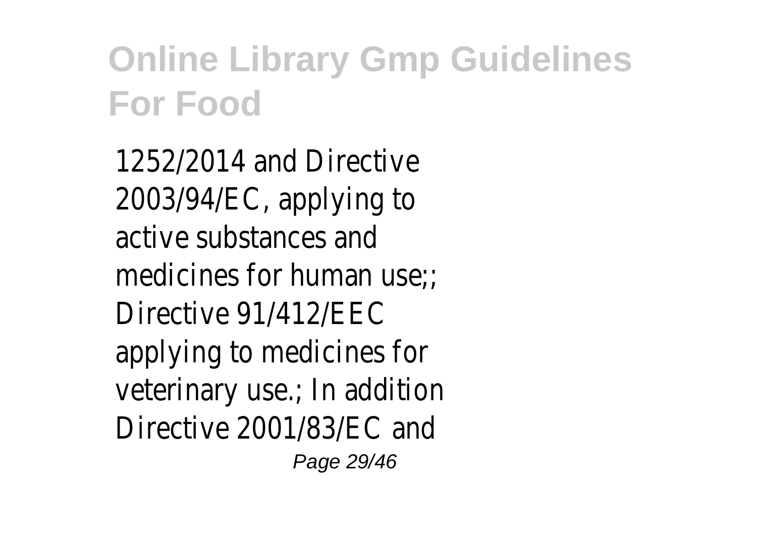1252/2014 and Directive 2003/94/EC, applying to active substances and medicines for human use;; Directive 91/412/EEC applying to medicines for veterinary use.; In addition Directive 2001/83/EC and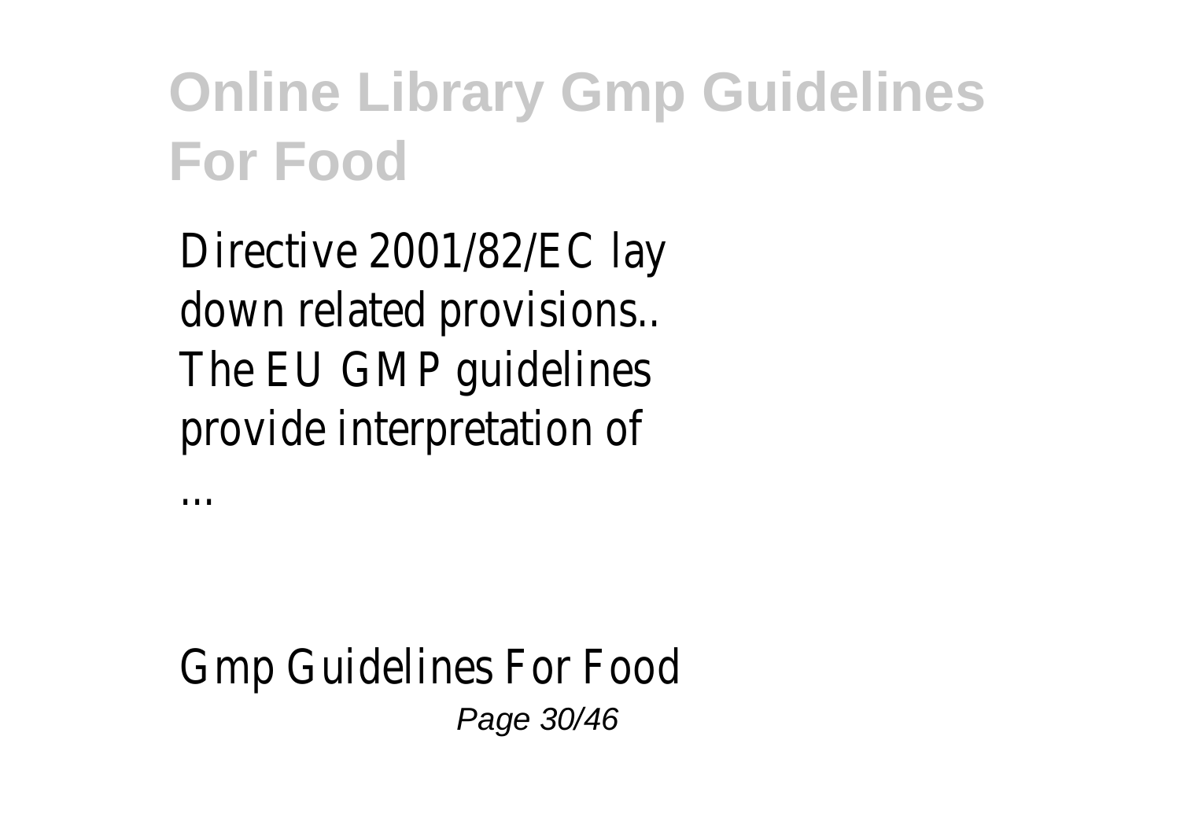Directive 2001/82/EC lay down related provisions.. The EU GMP guidelines provide interpretation of ...

Gmp Guidelines For Food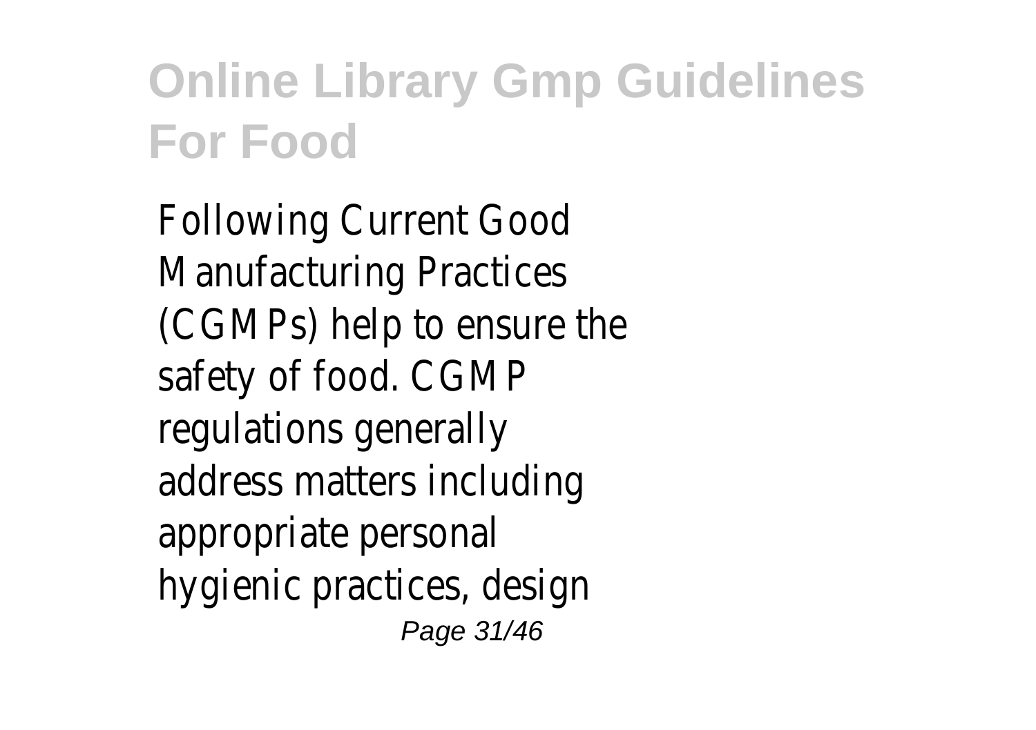Following Current Good Manufacturing Practices (CGMPs) help to ensure the safety of food. CGMP regulations generally address matters including appropriate personal hygienic practices, design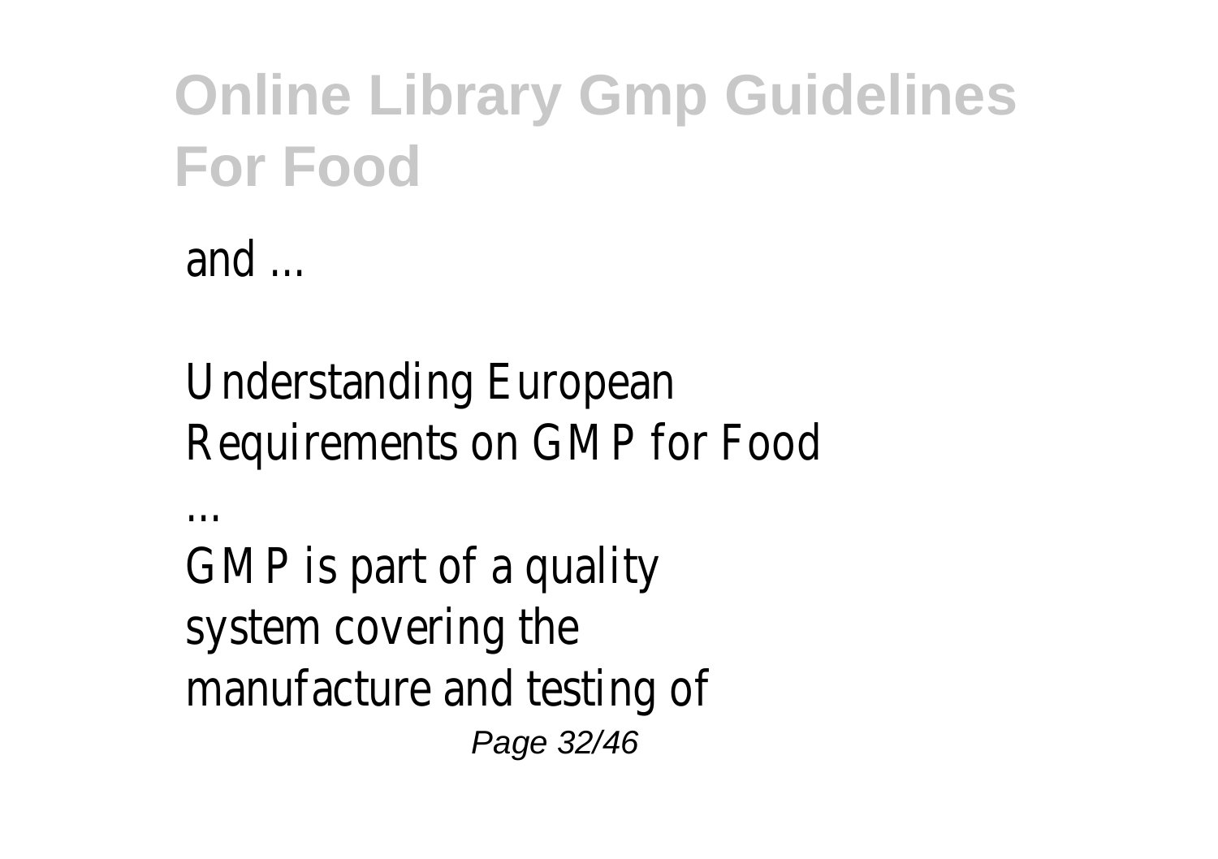and ...

Understanding European Requirements on GMP for Food

...

GMP is part of a quality system covering the manufacture and testing of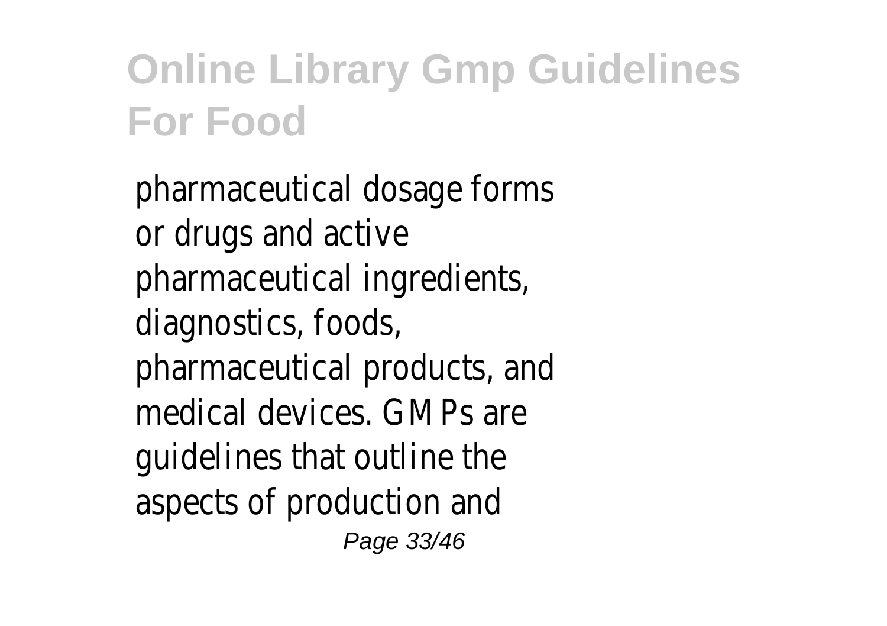pharmaceutical dosage forms or drugs and active pharmaceutical ingredients, diagnostics, foods, pharmaceutical products, and medical devices. GMPs are guidelines that outline the aspects of production and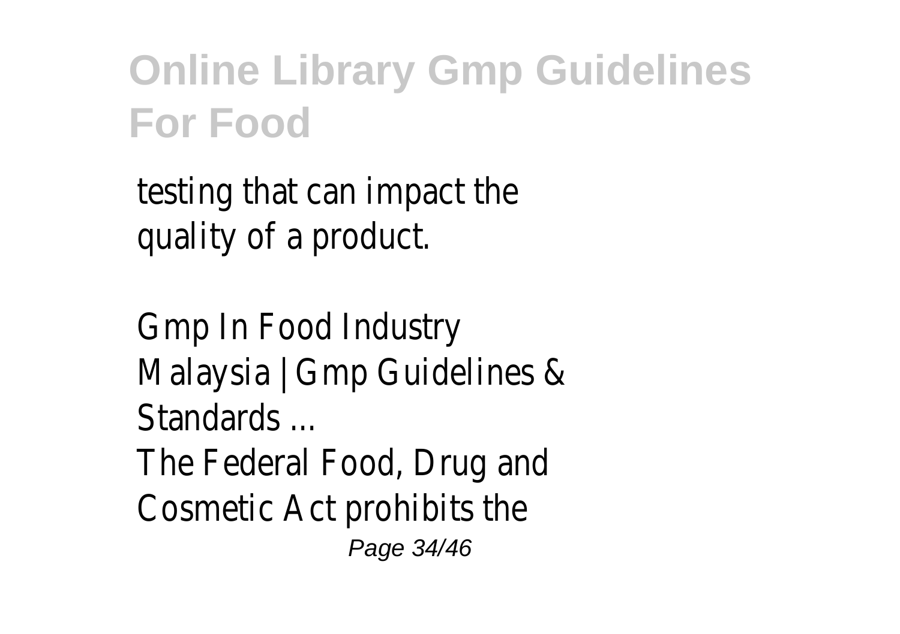testing that can impact the quality of a product.

Gmp In Food Industry Malaysia | Gmp Guidelines & Standards ...

The Federal Food, Drug and Cosmetic Act prohibits the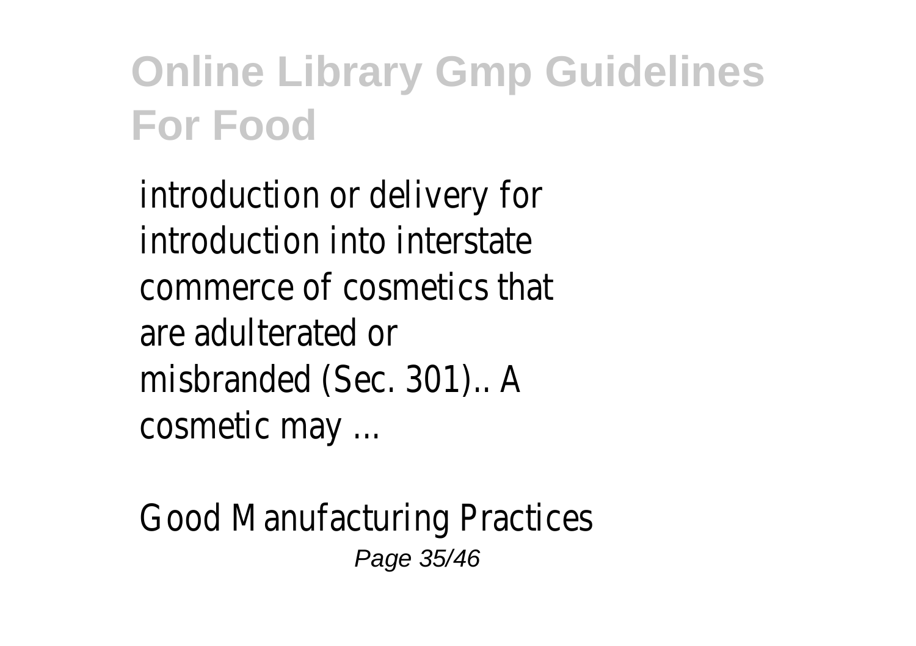introduction or delivery for introduction into interstate commerce of cosmetics that are adulterated or misbranded (Sec. 301).. A cosmetic may ...

Good Manufacturing Practices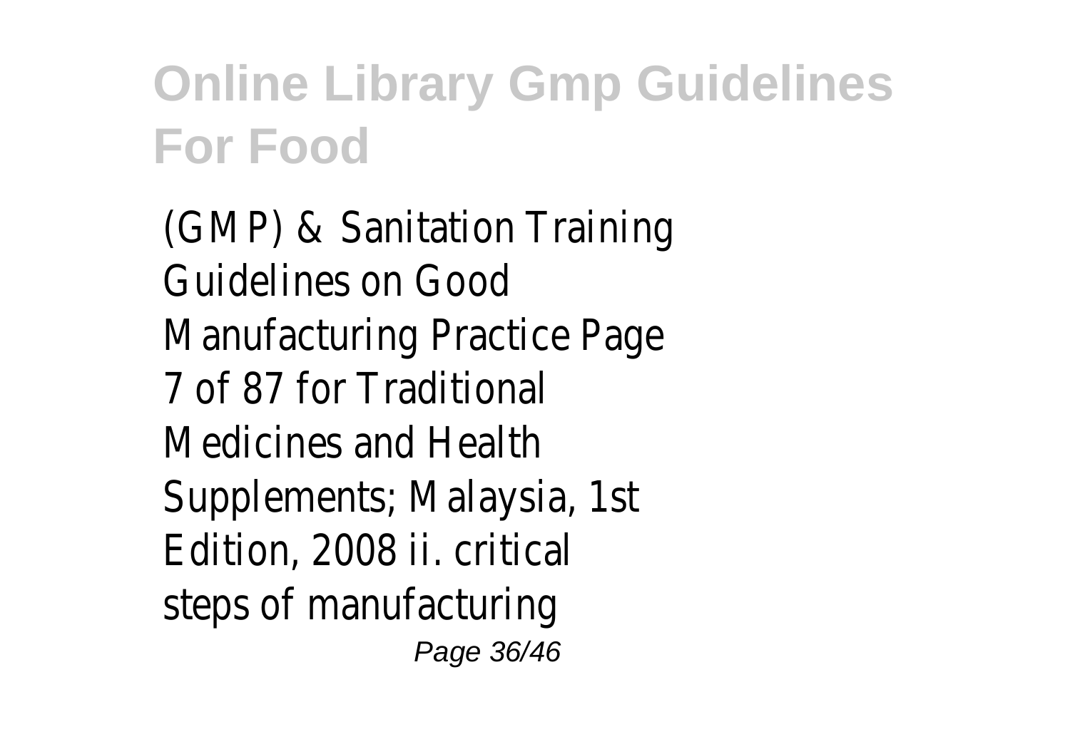(GMP) & Sanitation Training Guidelines on Good Manufacturing Practice Page 7 of 87 for Traditional Medicines and Health Supplements; Malaysia, 1st Edition, 2008 ii. critical steps of manufacturing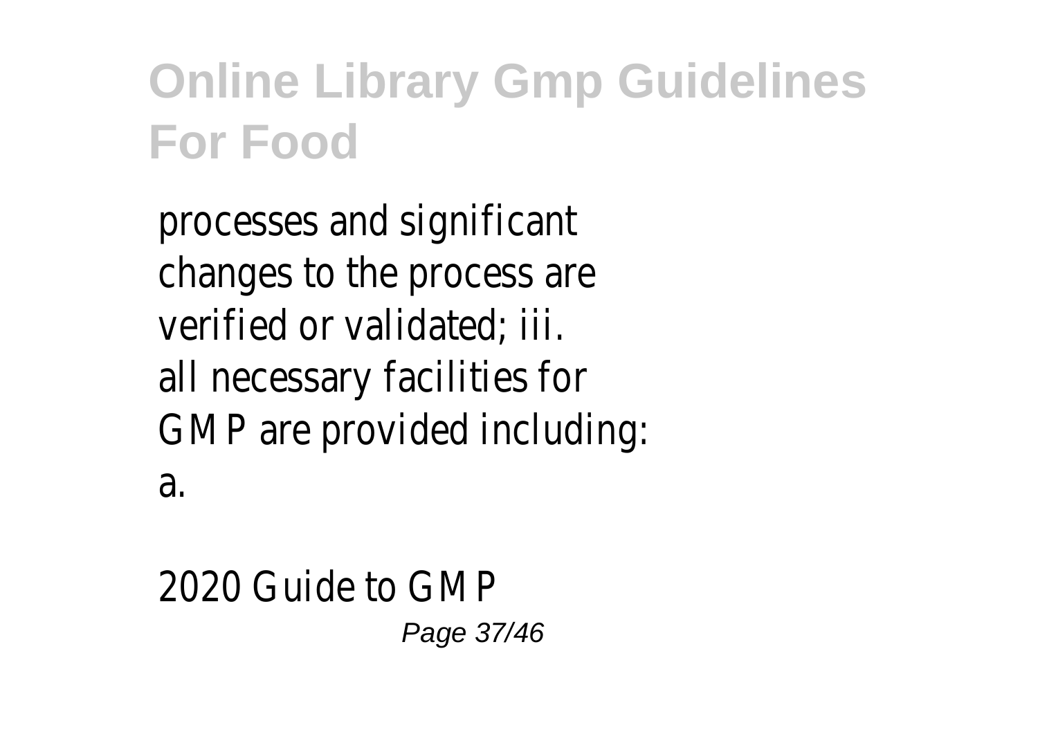processes and significant changes to the process are verified or validated; iii. all necessary facilities for GMP are provided including: a.

2020 Guide to GMP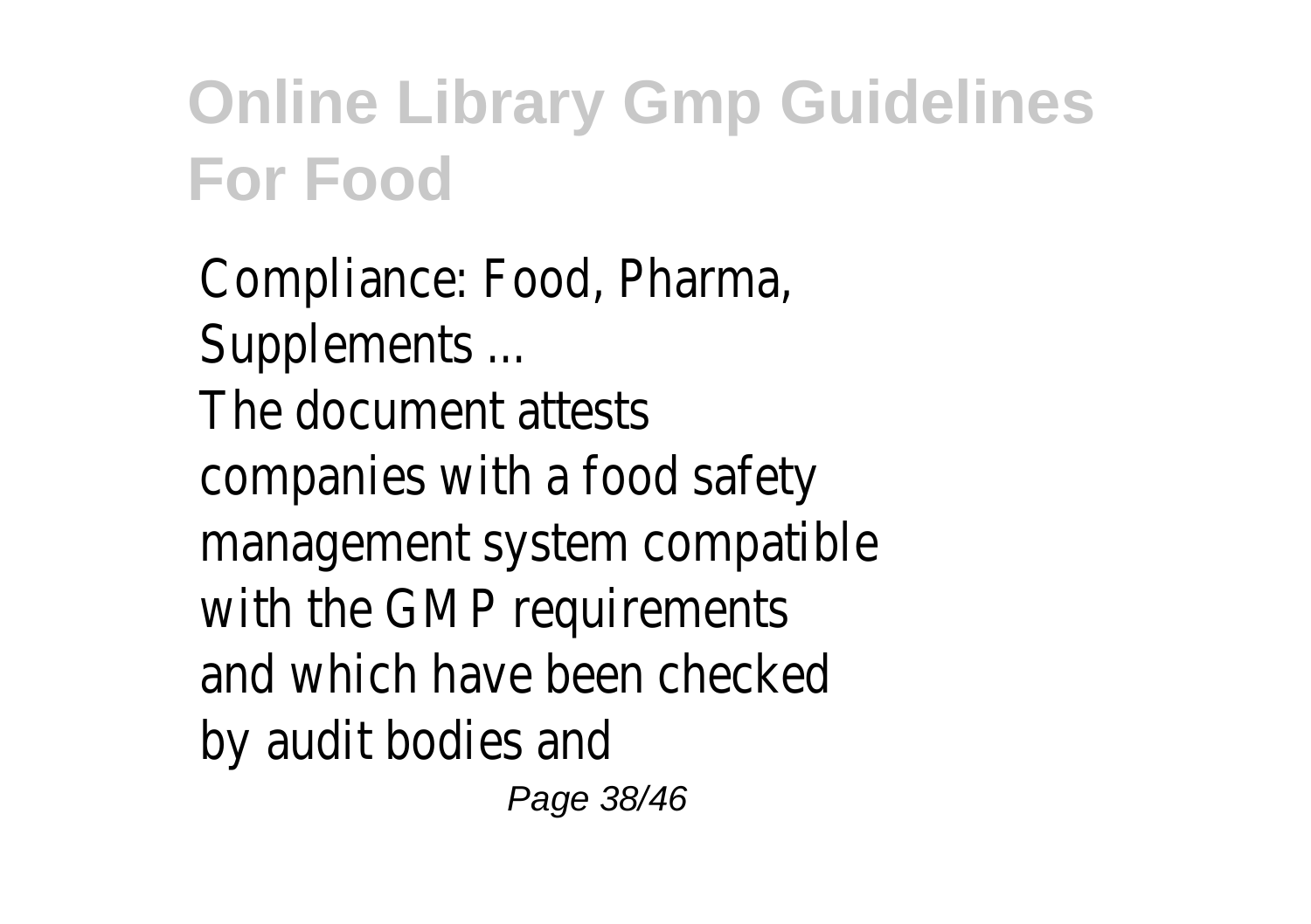Compliance: Food, Pharma, Supplements ...

The document attests companies with a food safety management system compatible with the GMP requirements and which have been checked by audit bodies and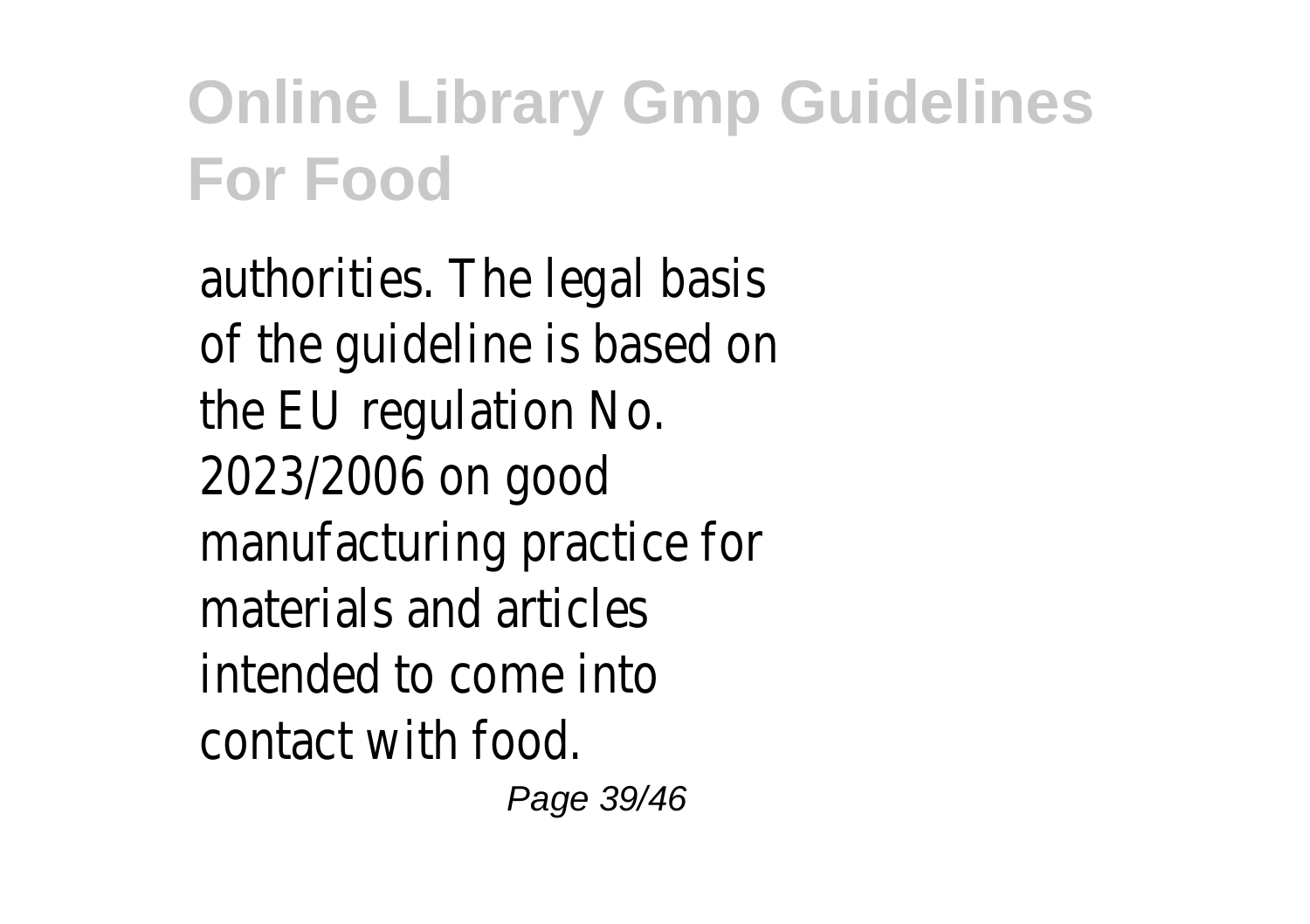authorities. The legal basis of the guideline is based on the EU regulation No. 2023/2006 on good manufacturing practice for materials and articles intended to come into contact with food.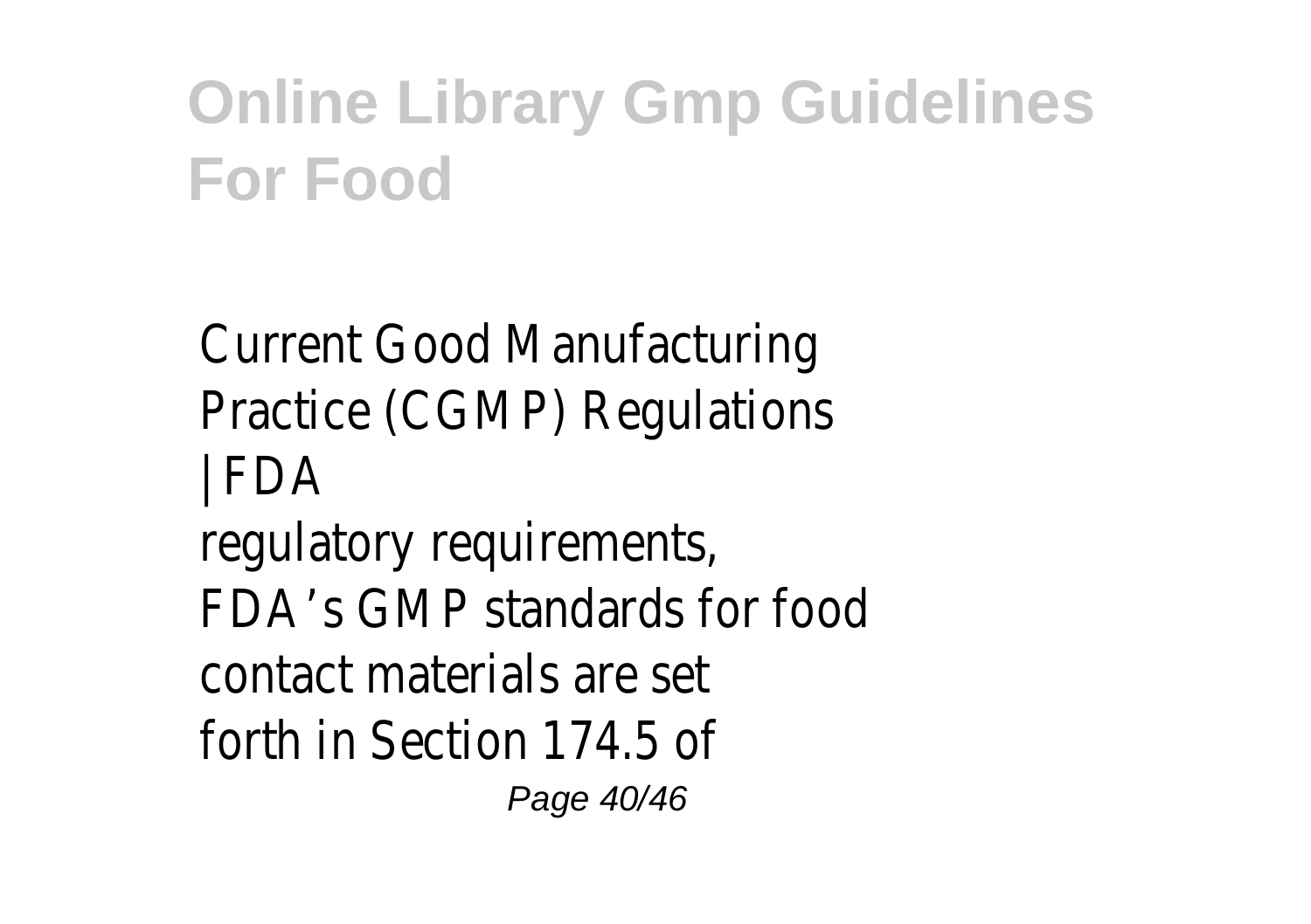Current Good Manufacturing Practice (CGMP) Regulations | FDA

regulatory requirements, FDA's GMP standards for food contact materials are set forth in Section 174.5 of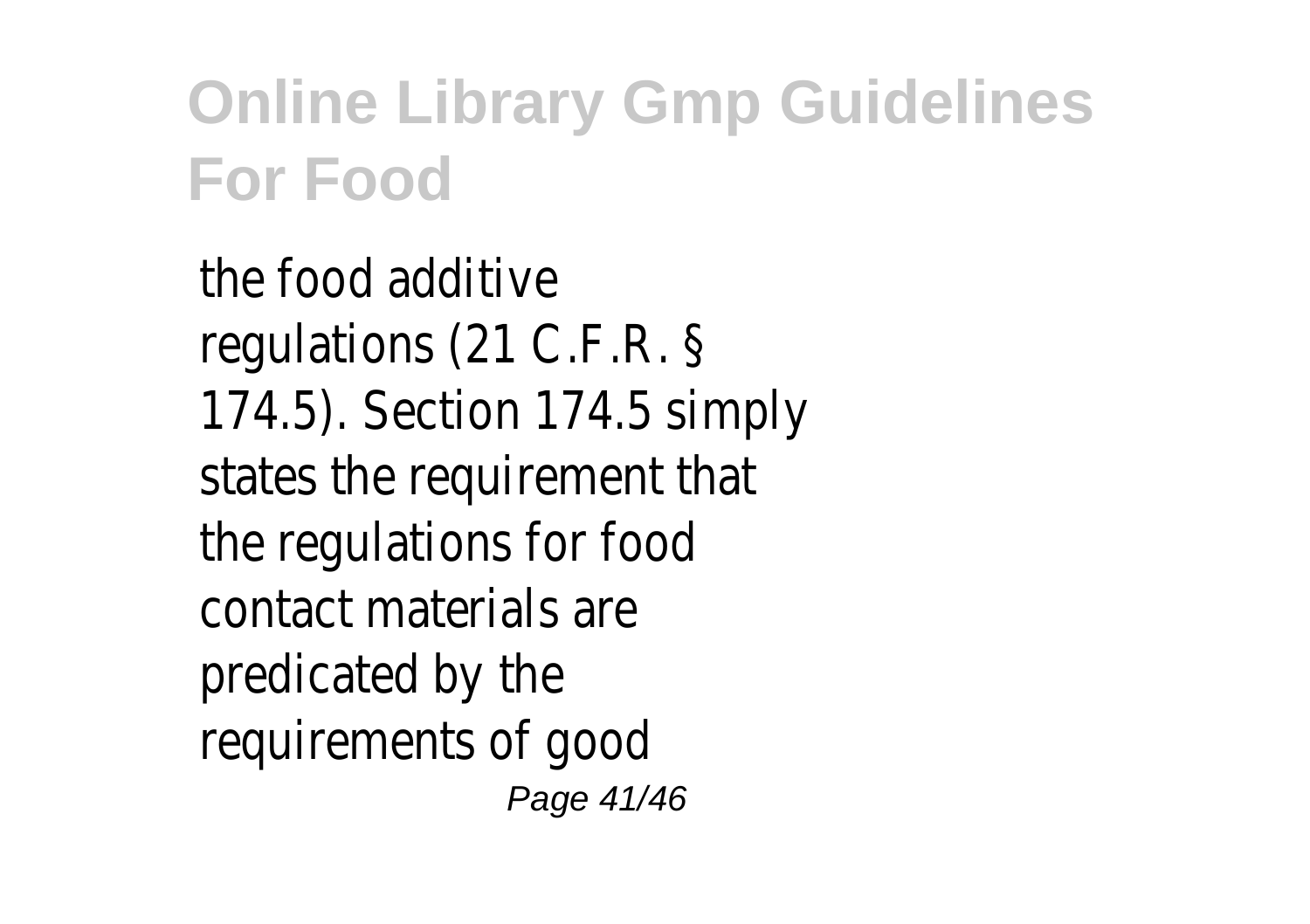the food additive regulations (21 C.F.R. § 174.5). Section 174.5 simply states the requirement that the regulations for food contact materials are predicated by the requirements of good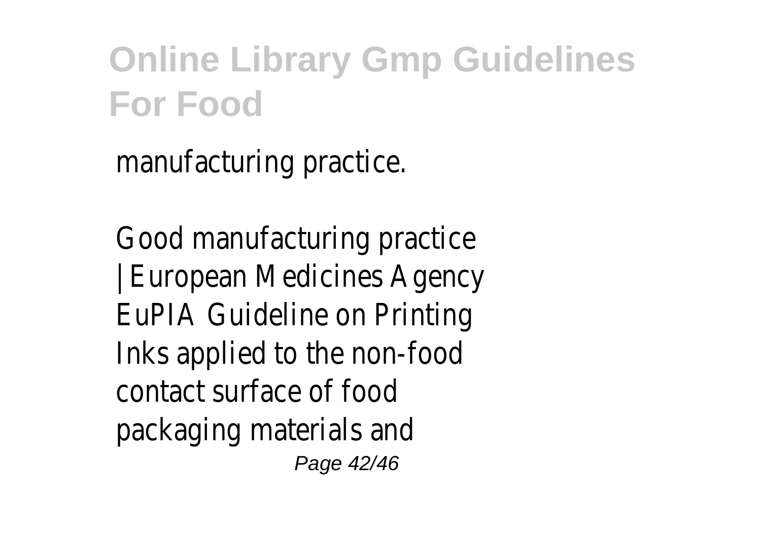manufacturing practice.

Good manufacturing practice | European Medicines Agency EuPIA Guideline on Printing Inks applied to the non-food contact surface of food packaging materials and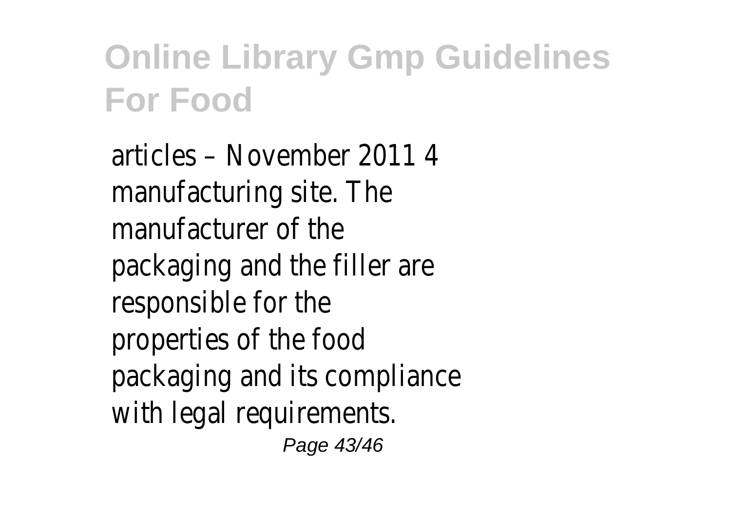articles – November 2011 4 manufacturing site. The manufacturer of the packaging and the filler are responsible for the properties of the food packaging and its compliance with legal requirements.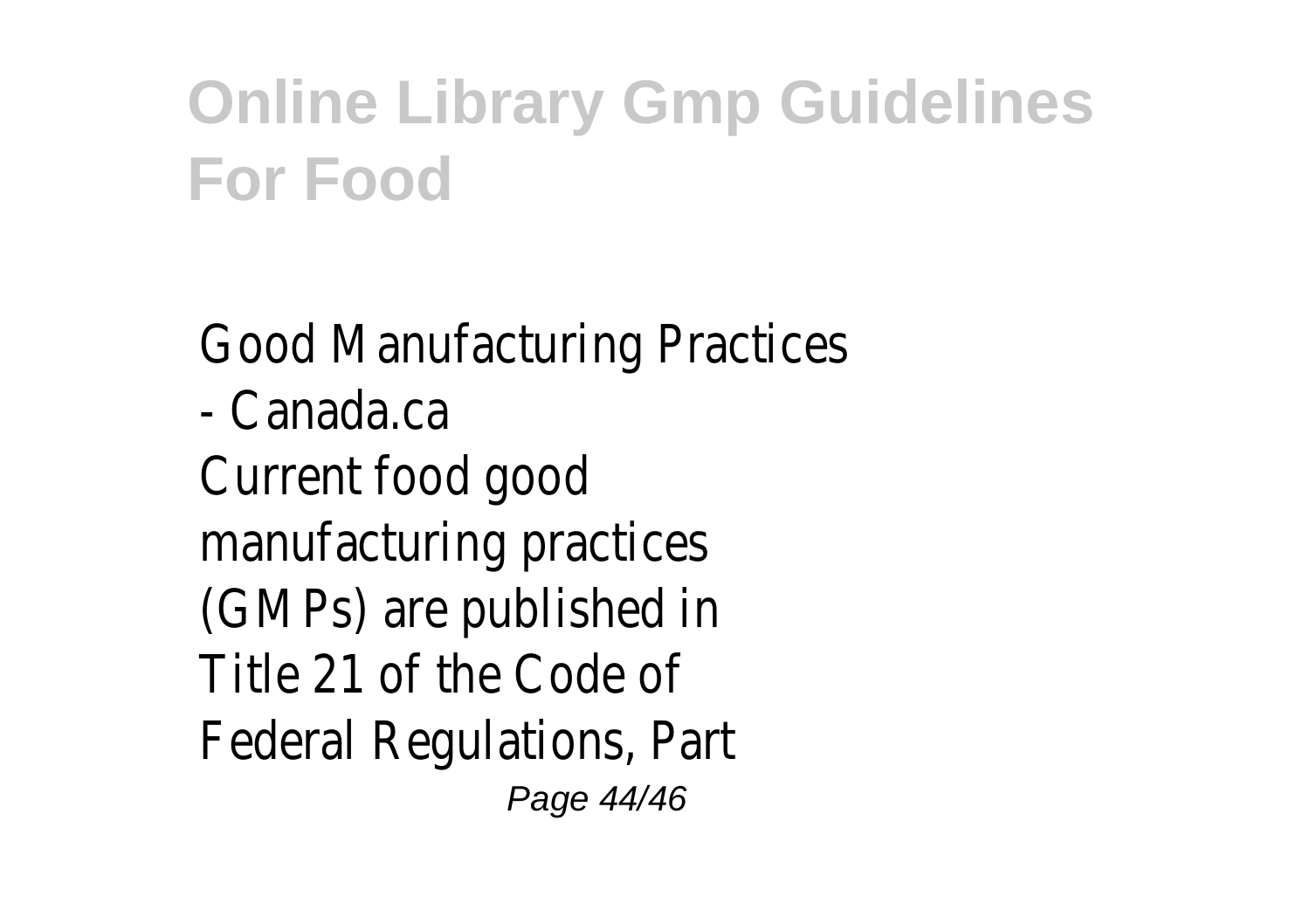Good Manufacturing Practices - Canada.ca

Current food good manufacturing practices (GMPs) are published in Title 21 of the Code of Federal Regulations, Part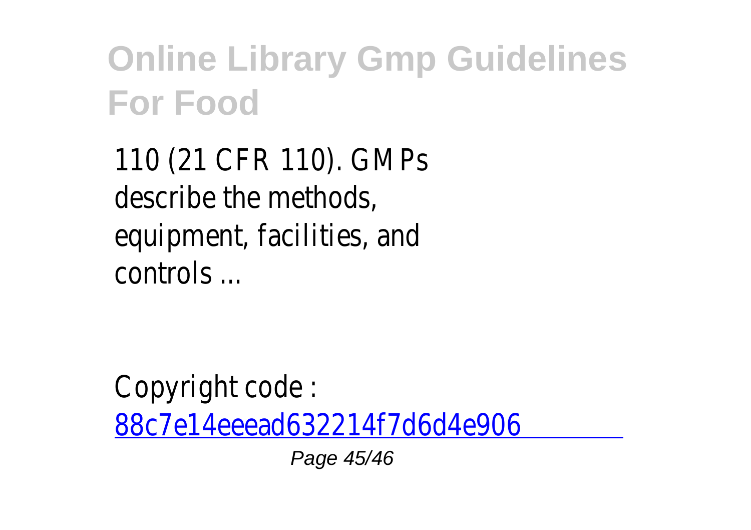110 (21 CFR 110). GMPs describe the methods, equipment, facilities, and controls ...

Copyright code : [88c7e14eeead632214f7d6d4e906]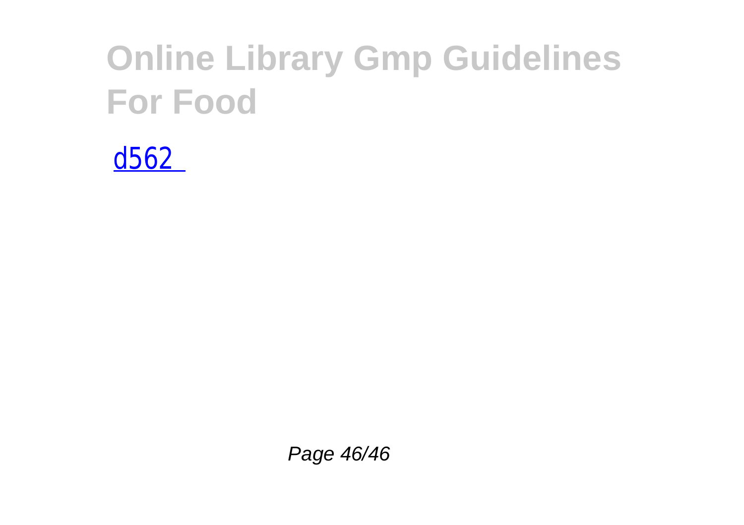d562